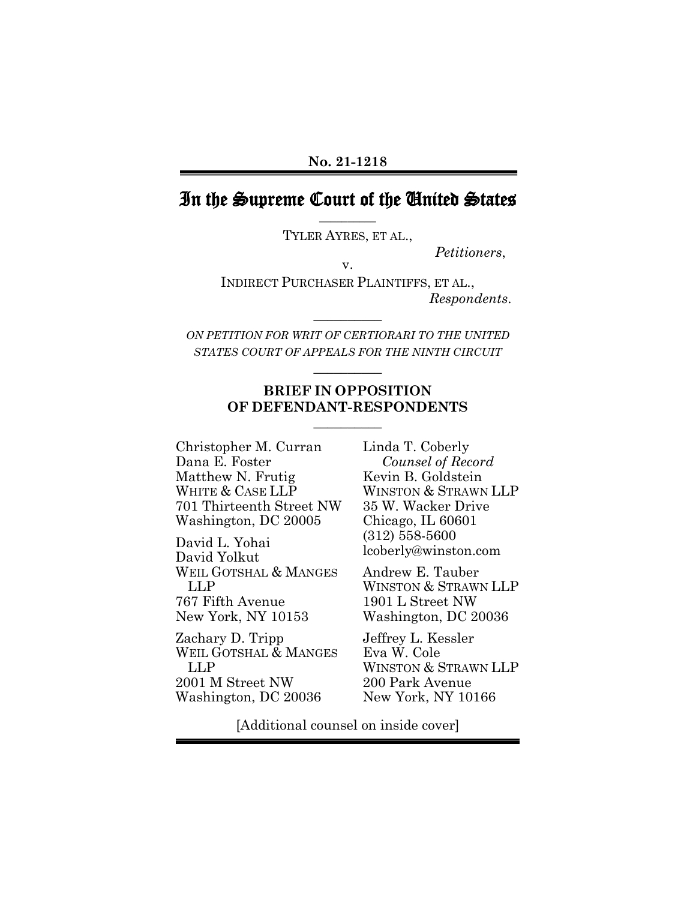**No. 21-1218**

# In the Supreme Court of the United States

---

TYLER AYRES, ET AL.,

*Petitioners*,

v.

INDIRECT PURCHASER PLAINTIFFS, ET AL.,

*Respondents*.

---

*ON PETITION FOR WRIT OF CERTIORARI TO THE UNITED STATES COURT OF APPEALS FOR THE NINTH CIRCUIT*

---

## BRIEF IN OPPOSITION OF DEFENDANT-RESPONDENTS

---

Linda T. Coberly
*Counsel of Record*
Kevin B. Goldstein
WINSTON & STRAWN LLP
35 W. Wacker Drive
Chicago, IL 60601
(312) 558-5600
lcoberly@winston.com

Andrew E. Tauber
WINSTON & STRAWN LLP
1901 L Street NW
Washington, DC 20036

Jeffrey L. Kessler
Eva W. Cole
WINSTON & STRAWN LLP
200 Park Avenue
New York, NY 10166

Christopher M. Curran
Dana E. Foster
Matthew N. Frutig
WHITE & CASE LLP
701 Thirteenth Street NW
Washington, DC 20005

David L. Yohai
David Yolkut
WEIL GOTSHAL & MANGES LLP
767 Fifth Avenue
New York, NY 10153

Zachary D. Tripp
WEIL GOTSHAL & MANGES LLP
2001 M Street NW
Washington, DC 20036

[Additional counsel on inside cover]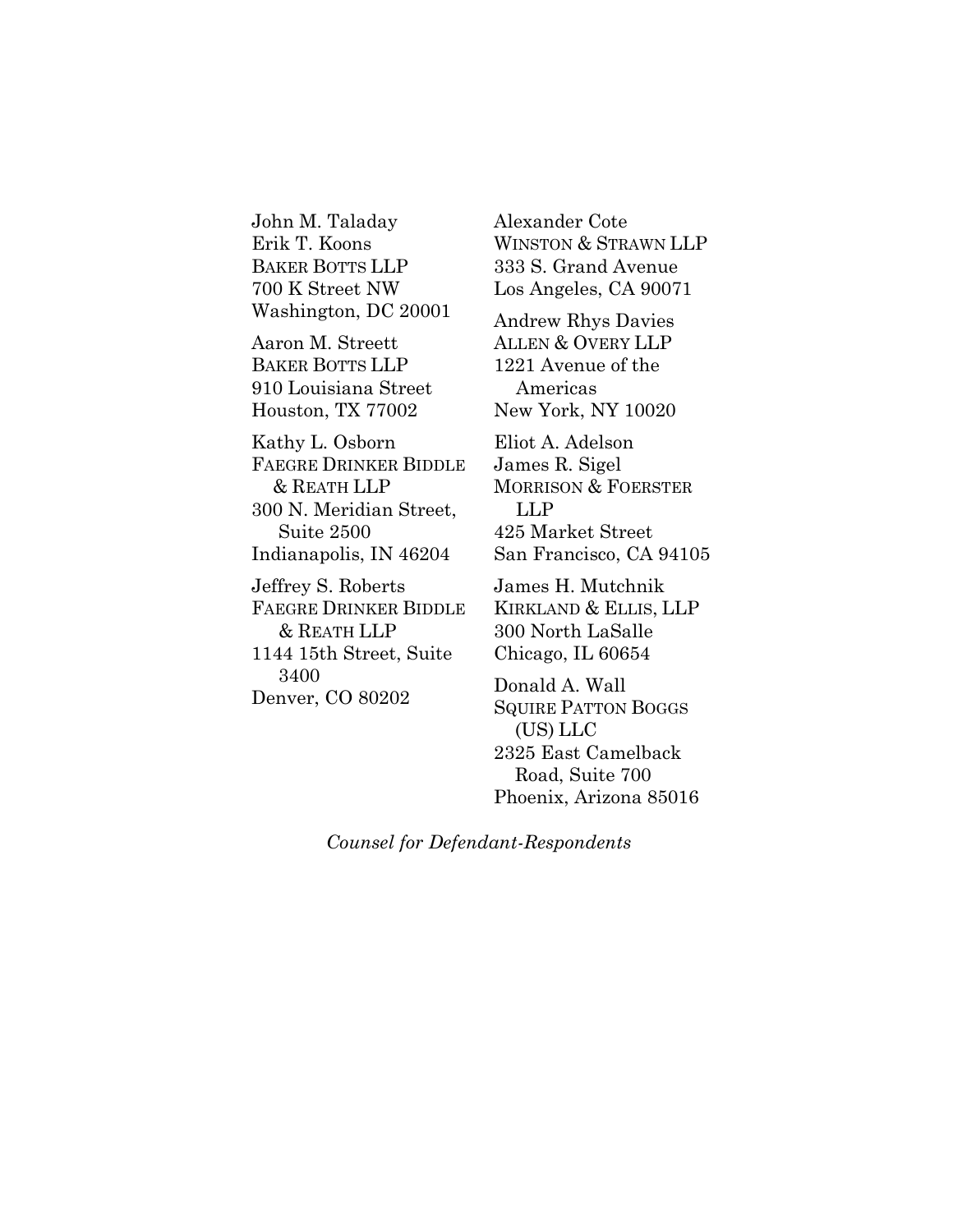John M. Taladay
Erik T. Koons
BAKER BOTTS LLP
700 K Street NW
Washington, DC 20001

Aaron M. Streett
BAKER BOTTS LLP
910 Louisiana Street
Houston, TX 77002

Kathy L. Osborn
FAEGRE DRINKER BIDDLE & REATH LLP
300 N. Meridian Street, Suite 2500
Indianapolis, IN 46204

Jeffrey S. Roberts
FAEGRE DRINKER BIDDLE & REATH LLP
1144 15th Street, Suite 3400
Denver, CO 80202

Alexander Cote
WINSTON & STRAWN LLP
333 S. Grand Avenue
Los Angeles, CA 90071

Andrew Rhys Davies
ALLEN & OVERY LLP
1221 Avenue of the Americas
New York, NY 10020

Eliot A. Adelson
James R. Sigel
MORRISON & FOERSTER LLP
425 Market Street
San Francisco, CA 94105

James H. Mutchnik
KIRKLAND & ELLIS, LLP
300 North LaSalle
Chicago, IL 60654

Donald A. Wall
SQUIRE PATTON BOGGS (US) LLC
2325 East Camelback Road, Suite 700
Phoenix, Arizona 85016

*Counsel for Defendant-Respondents*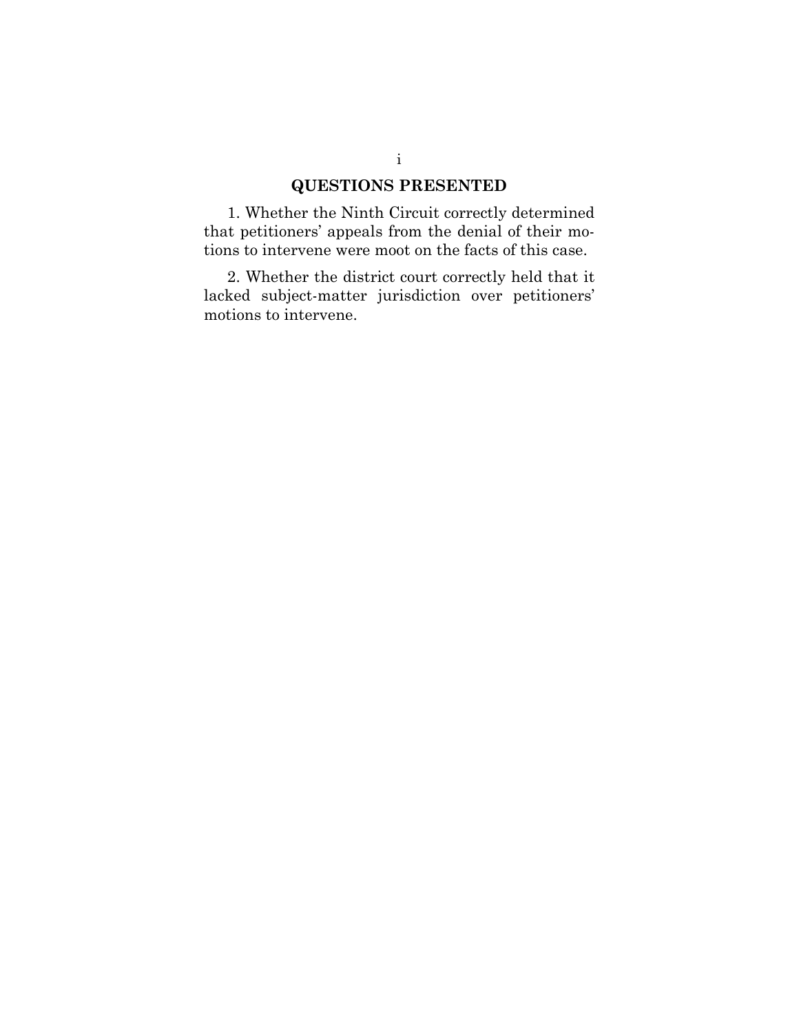## QUESTIONS PRESENTED

1. Whether the Ninth Circuit correctly determined that petitioners' appeals from the denial of their motions to intervene were moot on the facts of this case.

2. Whether the district court correctly held that it lacked subject-matter jurisdiction over petitioners' motions to intervene.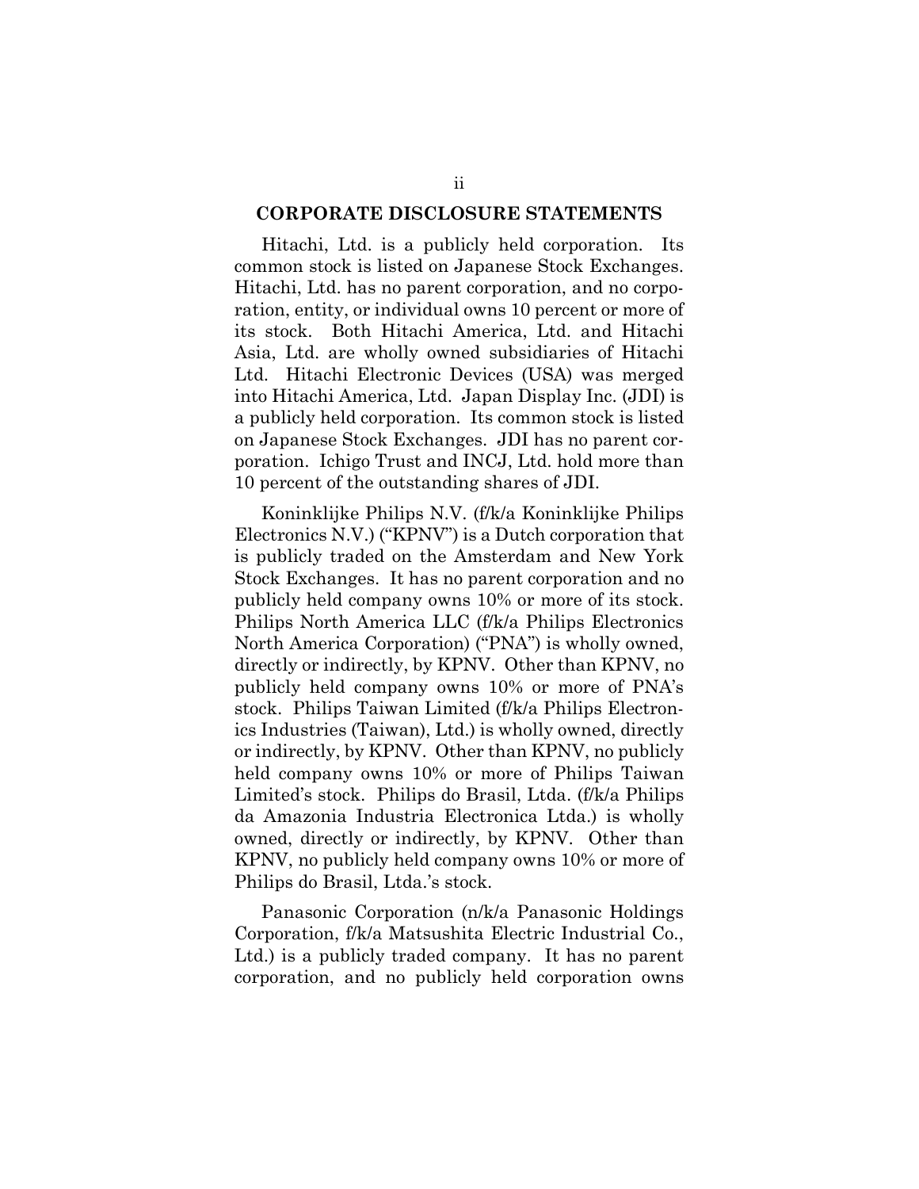## CORPORATE DISCLOSURE STATEMENTS

Hitachi, Ltd. is a publicly held corporation. Its common stock is listed on Japanese Stock Exchanges. Hitachi, Ltd. has no parent corporation, and no corporation, entity, or individual owns 10 percent or more of its stock. Both Hitachi America, Ltd. and Hitachi Asia, Ltd. are wholly owned subsidiaries of Hitachi Ltd. Hitachi Electronic Devices (USA) was merged into Hitachi America, Ltd. Japan Display Inc. (JDI) is a publicly held corporation. Its common stock is listed on Japanese Stock Exchanges. JDI has no parent corporation. Ichigo Trust and INCJ, Ltd. hold more than 10 percent of the outstanding shares of JDI.

Koninklijke Philips N.V. (f/k/a Koninklijke Philips Electronics N.V.) ("KPNV") is a Dutch corporation that is publicly traded on the Amsterdam and New York Stock Exchanges. It has no parent corporation and no publicly held company owns 10% or more of its stock. Philips North America LLC (f/k/a Philips Electronics North America Corporation) ("PNA") is wholly owned, directly or indirectly, by KPNV. Other than KPNV, no publicly held company owns 10% or more of PNA's stock. Philips Taiwan Limited (f/k/a Philips Electronics Industries (Taiwan), Ltd.) is wholly owned, directly or indirectly, by KPNV. Other than KPNV, no publicly held company owns 10% or more of Philips Taiwan Limited's stock. Philips do Brasil, Ltda. (f/k/a Philips da Amazonia Industria Electronica Ltda.) is wholly owned, directly or indirectly, by KPNV. Other than KPNV, no publicly held company owns 10% or more of Philips do Brasil, Ltda.'s stock.

Panasonic Corporation (n/k/a Panasonic Holdings Corporation, f/k/a Matsushita Electric Industrial Co., Ltd.) is a publicly traded company. It has no parent corporation, and no publicly held corporation owns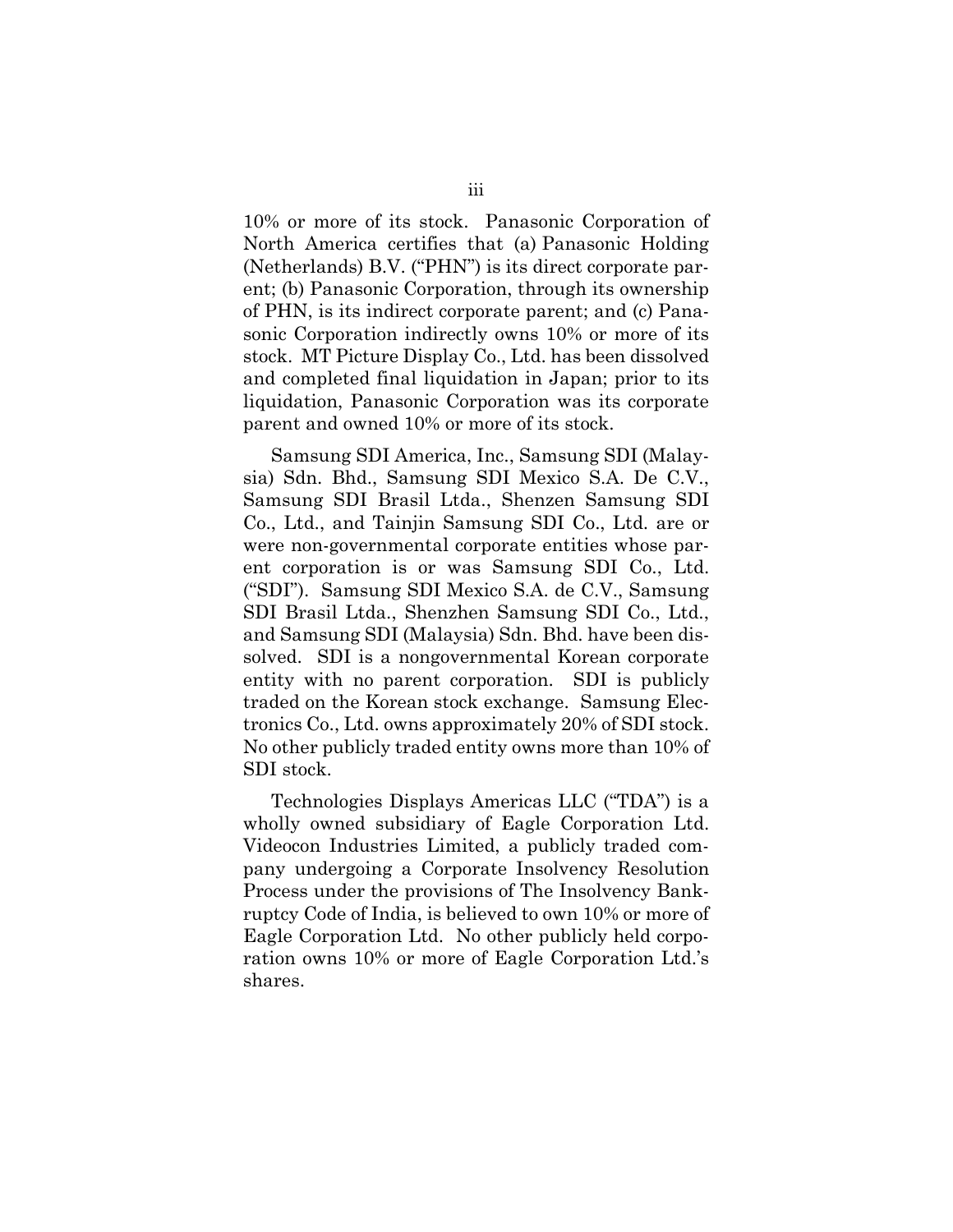10% or more of its stock. Panasonic Corporation of North America certifies that (a) Panasonic Holding (Netherlands) B.V. ("PHN") is its direct corporate parent; (b) Panasonic Corporation, through its ownership of PHN, is its indirect corporate parent; and (c) Panasonic Corporation indirectly owns 10% or more of its stock. MT Picture Display Co., Ltd. has been dissolved and completed final liquidation in Japan; prior to its liquidation, Panasonic Corporation was its corporate parent and owned 10% or more of its stock.

Samsung SDI America, Inc., Samsung SDI (Malaysia) Sdn. Bhd., Samsung SDI Mexico S.A. De C.V., Samsung SDI Brasil Ltda., Shenzen Samsung SDI Co., Ltd., and Tainjin Samsung SDI Co., Ltd. are or were non-governmental corporate entities whose parent corporation is or was Samsung SDI Co., Ltd. ("SDI"). Samsung SDI Mexico S.A. de C.V., Samsung SDI Brasil Ltda., Shenzhen Samsung SDI Co., Ltd., and Samsung SDI (Malaysia) Sdn. Bhd. have been dissolved. SDI is a nongovernmental Korean corporate entity with no parent corporation. SDI is publicly traded on the Korean stock exchange. Samsung Electronics Co., Ltd. owns approximately 20% of SDI stock. No other publicly traded entity owns more than 10% of SDI stock.

Technologies Displays Americas LLC ("TDA") is a wholly owned subsidiary of Eagle Corporation Ltd. Videocon Industries Limited, a publicly traded company undergoing a Corporate Insolvency Resolution Process under the provisions of The Insolvency Bankruptcy Code of India, is believed to own 10% or more of Eagle Corporation Ltd. No other publicly held corporation owns 10% or more of Eagle Corporation Ltd.'s shares.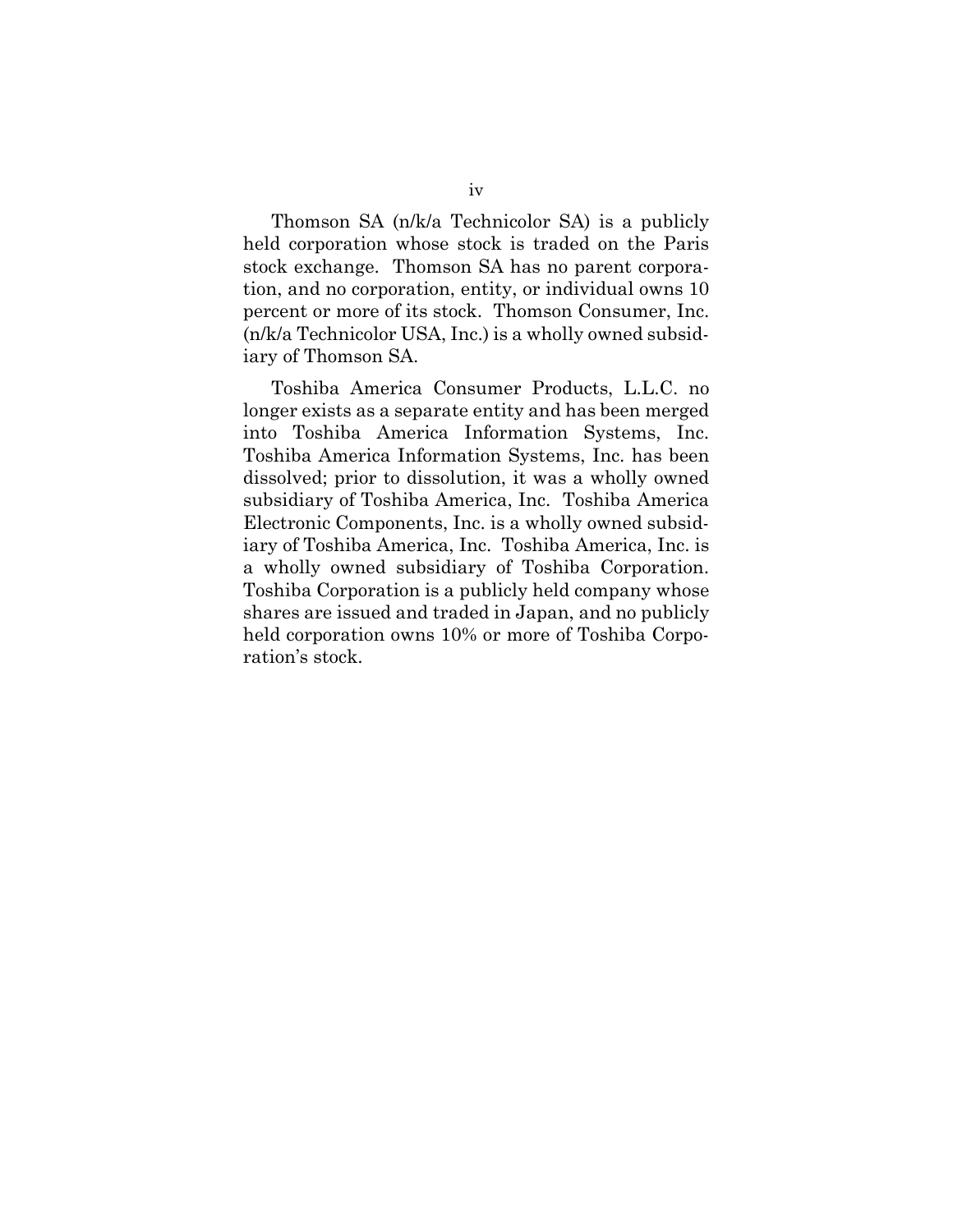Thomson SA (n/k/a Technicolor SA) is a publicly held corporation whose stock is traded on the Paris stock exchange. Thomson SA has no parent corporation, and no corporation, entity, or individual owns 10 percent or more of its stock. Thomson Consumer, Inc. (n/k/a Technicolor USA, Inc.) is a wholly owned subsidiary of Thomson SA.

Toshiba America Consumer Products, L.L.C. no longer exists as a separate entity and has been merged into Toshiba America Information Systems, Inc. Toshiba America Information Systems, Inc. has been dissolved; prior to dissolution, it was a wholly owned subsidiary of Toshiba America, Inc. Toshiba America Electronic Components, Inc. is a wholly owned subsidiary of Toshiba America, Inc. Toshiba America, Inc. is a wholly owned subsidiary of Toshiba Corporation. Toshiba Corporation is a publicly held company whose shares are issued and traded in Japan, and no publicly held corporation owns 10% or more of Toshiba Corporation's stock.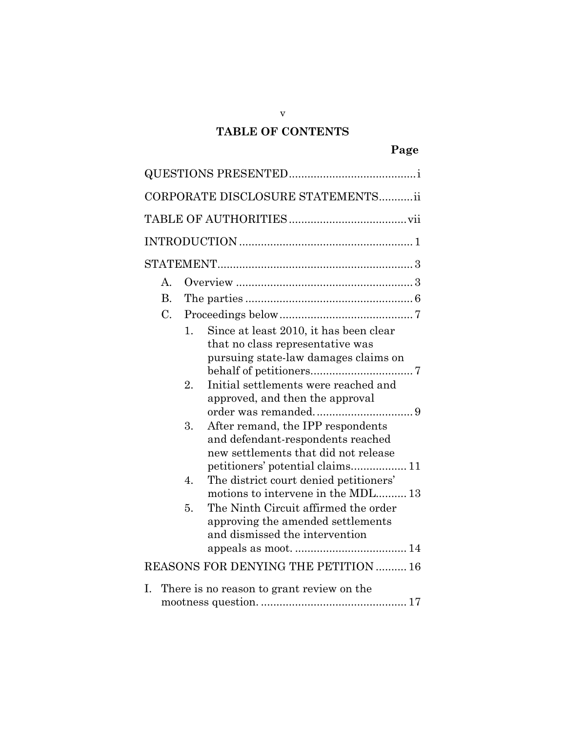## TABLE OF CONTENTS

| | Page |
|---|---|
| QUESTIONS PRESENTED | i |
| CORPORATE DISCLOSURE STATEMENTS | ii |
| TABLE OF AUTHORITIES | vii |
| INTRODUCTION | 1 |
| STATEMENT | 3 |
| A. Overview | 3 |
| B. The parties | 6 |
| C. Proceedings below | 7 |
| 1. Since at least 2010, it has been clear that no class representative was pursuing state-law damages claims on behalf of petitioners | 7 |
| 2. Initial settlements were reached and approved, and then the approval order was remanded. | 9 |
| 3. After remand, the IPP respondents and defendant-respondents reached new settlements that did not release petitioners' potential claims | 11 |
| 4. The district court denied petitioners' motions to intervene in the MDL | 13 |
| 5. The Ninth Circuit affirmed the order approving the amended settlements and dismissed the intervention appeals as moot. | 14 |
| REASONS FOR DENYING THE PETITION | 16 |
| I. There is no reason to grant review on the mootness question. | 17 |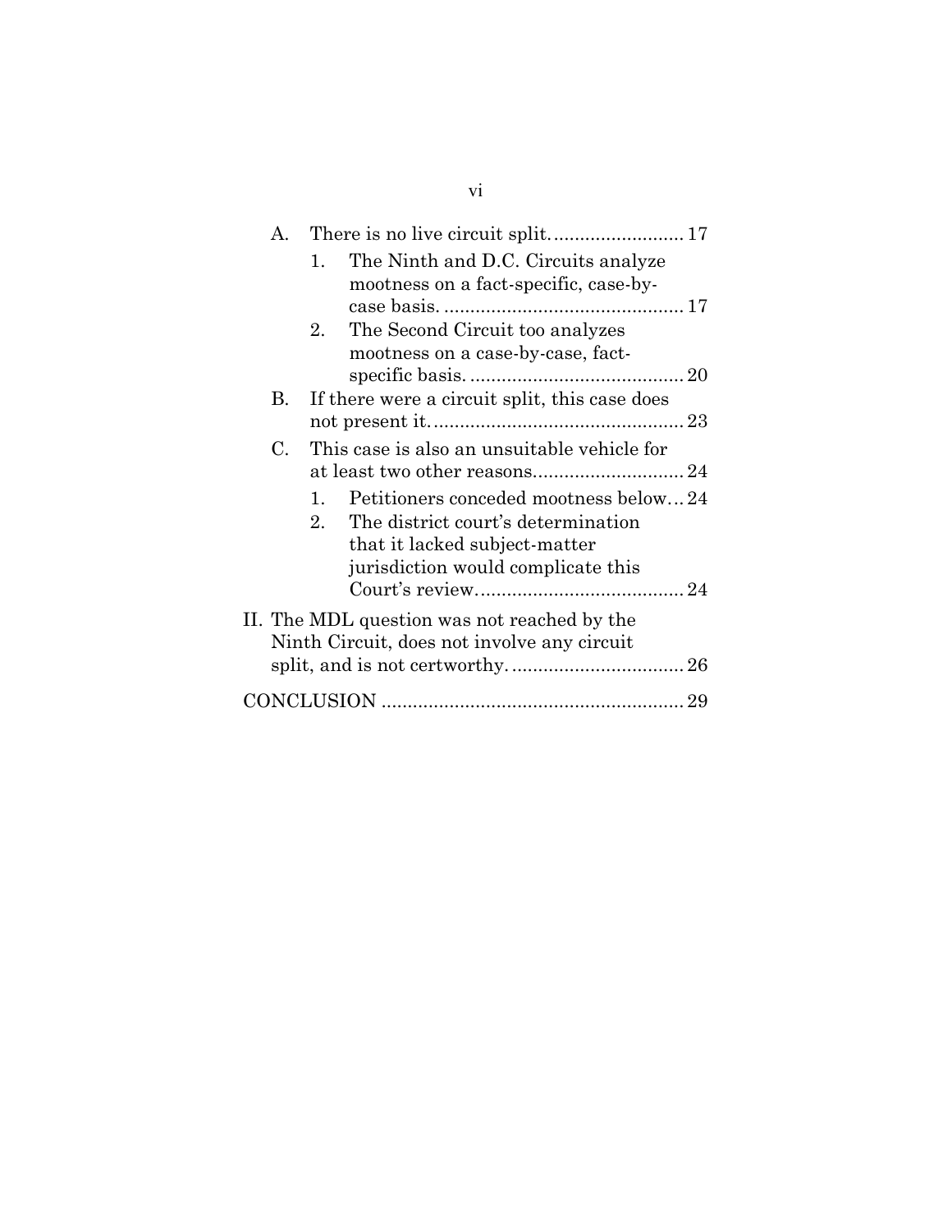- A. There is no live circuit split. ........................ 17
  - 1. The Ninth and D.C. Circuits analyze mootness on a fact-specific, case-by-case basis. ............................................ 17
  - 2. The Second Circuit too analyzes mootness on a case-by-case, fact-specific basis. ........................................ 20
- B. If there were a circuit split, this case does not present it. ................................................ 23
- C. This case is also an unsuitable vehicle for at least two other reasons. ........................... 24
  - 1. Petitioners conceded mootness below ... 24
  - 2. The district court's determination that it lacked subject-matter jurisdiction would complicate this Court's review. ...................................... 24

II. The MDL question was not reached by the Ninth Circuit, does not involve any circuit split, and is not certworthy. ................................ 26

CONCLUSION ........................................................ 29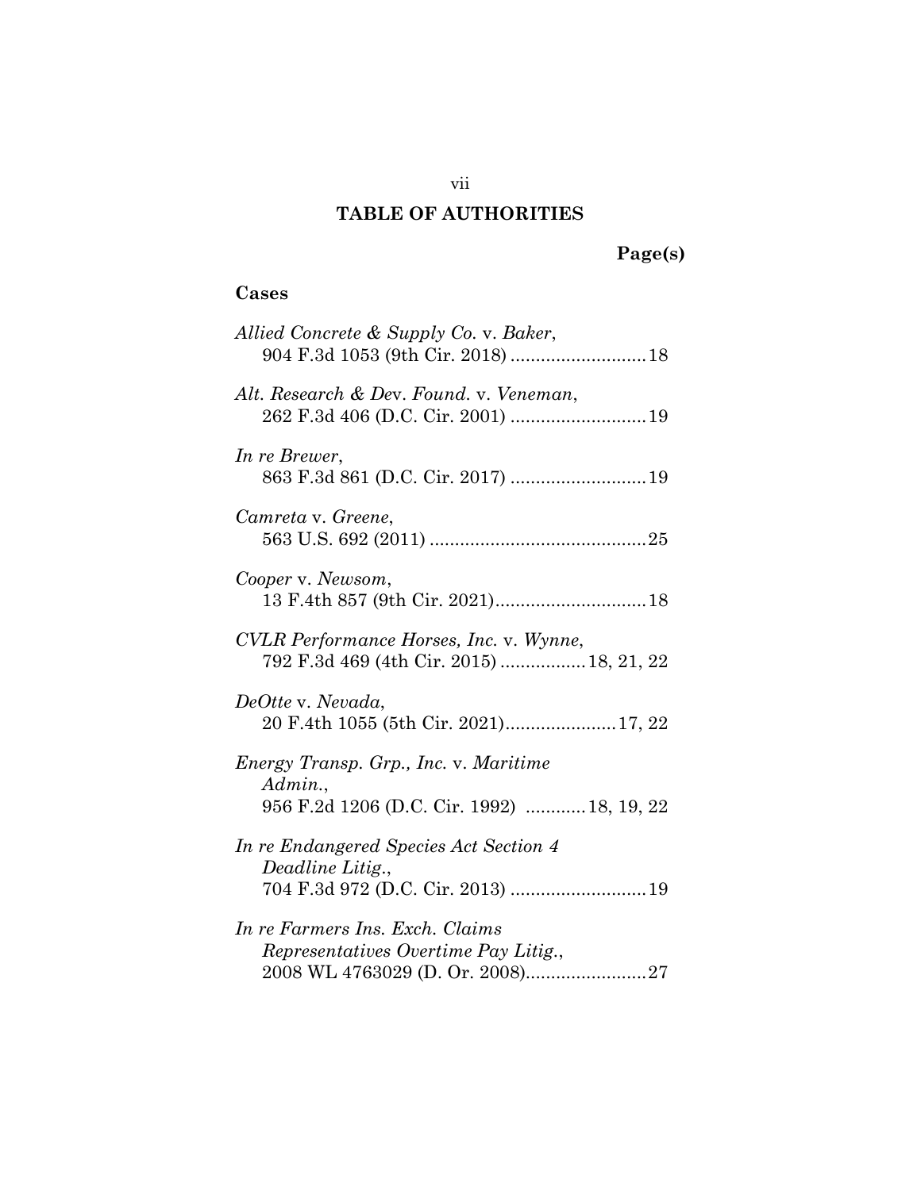# TABLE OF AUTHORITIES

**Page(s)**

## Cases

*Allied Concrete & Supply Co.* v. *Baker*,
904 F.3d 1053 (9th Cir. 2018) ........................... 18

*Alt. Research & Dev. Found.* v. *Veneman*,
262 F.3d 406 (D.C. Cir. 2001) ........................... 19

*In re Brewer*,
863 F.3d 861 (D.C. Cir. 2017) ........................... 19

*Camreta* v. *Greene*,
563 U.S. 692 (2011) ........................................... 25

*Cooper* v. *Newsom*,
13 F.4th 857 (9th Cir. 2021).............................. 18

*CVLR Performance Horses, Inc.* v. *Wynne*,
792 F.3d 469 (4th Cir. 2015) ................. 18, 21, 22

*DeOtte* v. *Nevada*,
20 F.4th 1055 (5th Cir. 2021)...................... 17, 22

*Energy Transp. Grp., Inc.* v. *Maritime Admin.*,
956 F.2d 1206 (D.C. Cir. 1992) ............ 18, 19, 22

*In re Endangered Species Act Section 4 Deadline Litig.*,
704 F.3d 972 (D.C. Cir. 2013) ........................... 19

*In re Farmers Ins. Exch. Claims Representatives Overtime Pay Litig.*,
2008 WL 4763029 (D. Or. 2008)........................ 27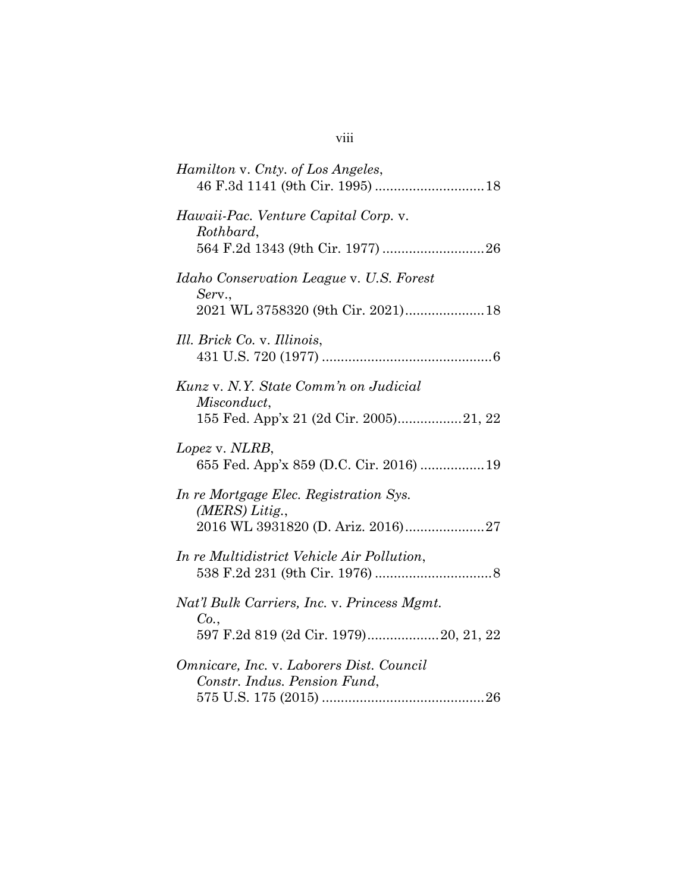*Hamilton* v. *Cnty. of Los Angeles*,
46 F.3d 1141 (9th Cir. 1995) ............................ 18

*Hawaii-Pac. Venture Capital Corp.* v. *Rothbard*,
564 F.2d 1343 (9th Cir. 1977) ........................... 26

*Idaho Conservation League* v. *U.S. Forest Serv.*,
2021 WL 3758320 (9th Cir. 2021)..................... 18

*Ill. Brick Co.* v. *Illinois*,
431 U.S. 720 (1977) ............................................. 6

*Kunz* v. *N.Y. State Comm'n on Judicial Misconduct*,
155 Fed. App'x 21 (2d Cir. 2005)................. 21, 22

*Lopez* v. *NLRB*,
655 Fed. App'x 859 (D.C. Cir. 2016) ................. 19

*In re Mortgage Elec. Registration Sys. (MERS) Litig.*,
2016 WL 3931820 (D. Ariz. 2016)..................... 27

*In re Multidistrict Vehicle Air Pollution*,
538 F.2d 231 (9th Cir. 1976) ............................... 8

*Nat'l Bulk Carriers, Inc.* v. *Princess Mgmt. Co.*,
597 F.2d 819 (2d Cir. 1979)................... 20, 21, 22

*Omnicare, Inc.* v. *Laborers Dist. Council Constr. Indus. Pension Fund*,
575 U.S. 175 (2015) ........................................... 26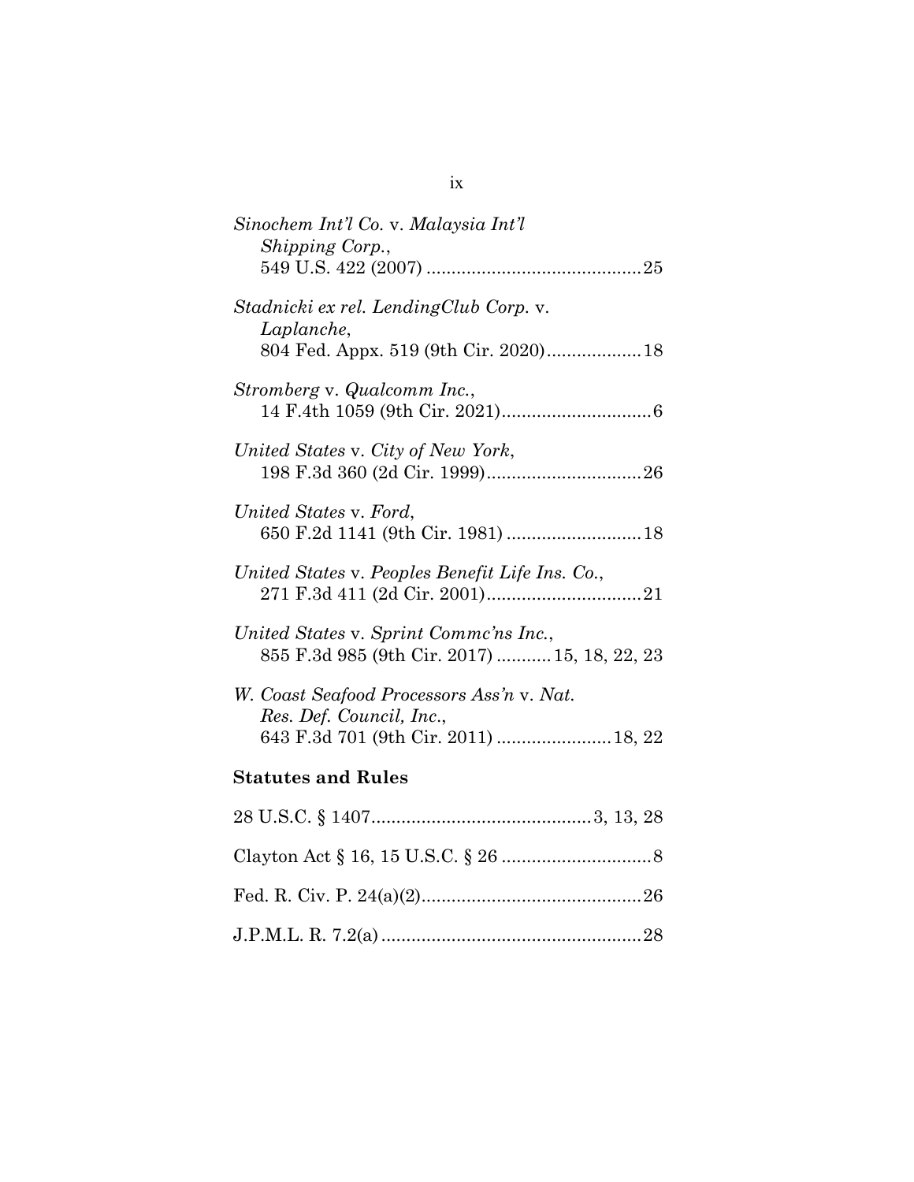*Sinochem Int'l Co.* v. *Malaysia Int'l Shipping Corp.*, 549 U.S. 422 (2007) .......................................... 25

*Stadnicki ex rel. LendingClub Corp.* v. *Laplanche*, 804 Fed. Appx. 519 (9th Cir. 2020) .................. 18

*Stromberg* v. *Qualcomm Inc.*, 14 F.4th 1059 (9th Cir. 2021) .............................. 6

*United States* v. *City of New York*, 198 F.3d 360 (2d Cir. 1999) ............................... 26

*United States* v. *Ford*, 650 F.2d 1141 (9th Cir. 1981) .......................... 18

*United States* v. *Peoples Benefit Life Ins. Co.*, 271 F.3d 411 (2d Cir. 2001) ............................... 21

*United States* v. *Sprint Commc'ns Inc.*, 855 F.3d 985 (9th Cir. 2017) .......... 15, 18, 22, 23

*W. Coast Seafood Processors Ass'n* v. *Nat. Res. Def. Council, Inc.*, 643 F.3d 701 (9th Cir. 2011) ...................... 18, 22

## Statutes and Rules

28 U.S.C. § 1407 ........................................... 3, 13, 28

Clayton Act § 16, 15 U.S.C. § 26 .............................. 8

Fed. R. Civ. P. 24(a)(2) ............................................ 26

J.P.M.L. R. 7.2(a) .................................................... 28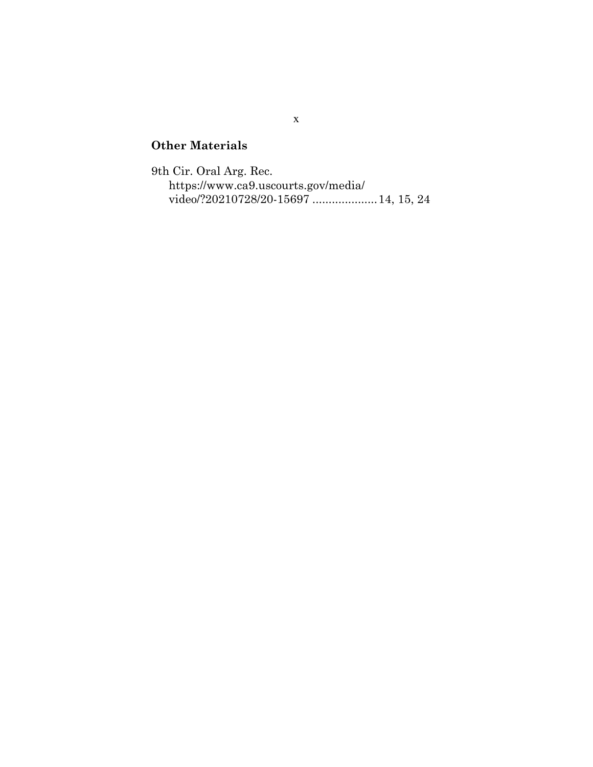**Other Materials**

9th Cir. Oral Arg. Rec.
https://www.ca9.uscourts.gov/media/video/?20210728/20-15697 .................... 14, 15, 24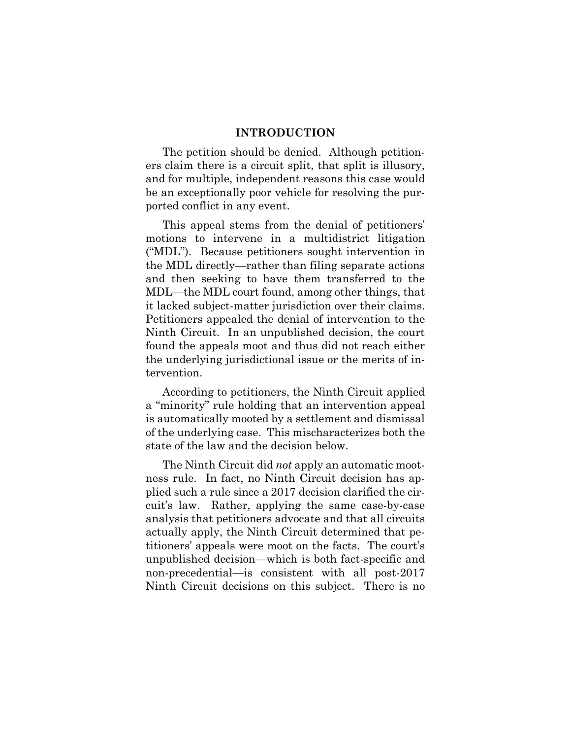## INTRODUCTION

The petition should be denied. Although petitioners claim there is a circuit split, that split is illusory, and for multiple, independent reasons this case would be an exceptionally poor vehicle for resolving the purported conflict in any event.

This appeal stems from the denial of petitioners' motions to intervene in a multidistrict litigation ("MDL"). Because petitioners sought intervention in the MDL directly—rather than filing separate actions and then seeking to have them transferred to the MDL—the MDL court found, among other things, that it lacked subject-matter jurisdiction over their claims. Petitioners appealed the denial of intervention to the Ninth Circuit. In an unpublished decision, the court found the appeals moot and thus did not reach either the underlying jurisdictional issue or the merits of intervention.

According to petitioners, the Ninth Circuit applied a "minority" rule holding that an intervention appeal is automatically mooted by a settlement and dismissal of the underlying case. This mischaracterizes both the state of the law and the decision below.

The Ninth Circuit did *not* apply an automatic mootness rule. In fact, no Ninth Circuit decision has applied such a rule since a 2017 decision clarified the circuit's law. Rather, applying the same case-by-case analysis that petitioners advocate and that all circuits actually apply, the Ninth Circuit determined that petitioners' appeals were moot on the facts. The court's unpublished decision—which is both fact-specific and non-precedential—is consistent with all post-2017 Ninth Circuit decisions on this subject. There is no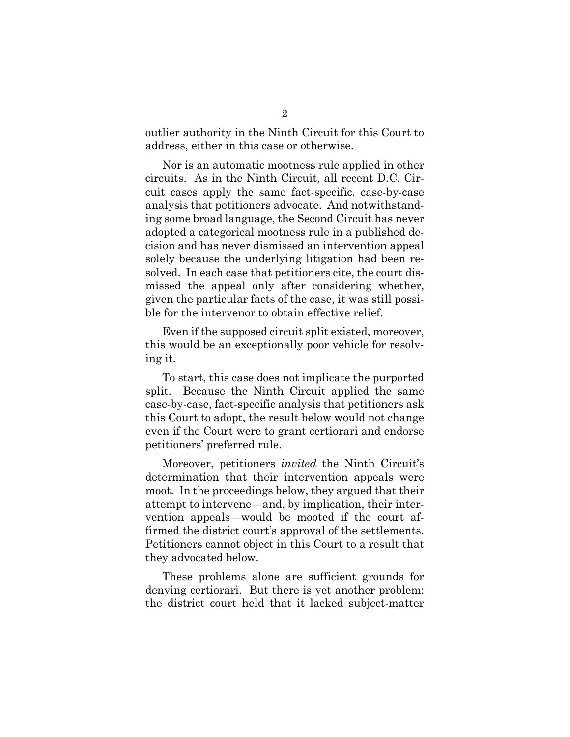outlier authority in the Ninth Circuit for this Court to address, either in this case or otherwise.

Nor is an automatic mootness rule applied in other circuits. As in the Ninth Circuit, all recent D.C. Circuit cases apply the same fact-specific, case-by-case analysis that petitioners advocate. And notwithstanding some broad language, the Second Circuit has never adopted a categorical mootness rule in a published decision and has never dismissed an intervention appeal solely because the underlying litigation had been resolved. In each case that petitioners cite, the court dismissed the appeal only after considering whether, given the particular facts of the case, it was still possible for the intervenor to obtain effective relief.

Even if the supposed circuit split existed, moreover, this would be an exceptionally poor vehicle for resolving it.

To start, this case does not implicate the purported split. Because the Ninth Circuit applied the same case-by-case, fact-specific analysis that petitioners ask this Court to adopt, the result below would not change even if the Court were to grant certiorari and endorse petitioners' preferred rule.

Moreover, petitioners *invited* the Ninth Circuit's determination that their intervention appeals were moot. In the proceedings below, they argued that their attempt to intervene—and, by implication, their intervention appeals—would be mooted if the court affirmed the district court's approval of the settlements. Petitioners cannot object in this Court to a result that they advocated below.

These problems alone are sufficient grounds for denying certiorari. But there is yet another problem: the district court held that it lacked subject-matter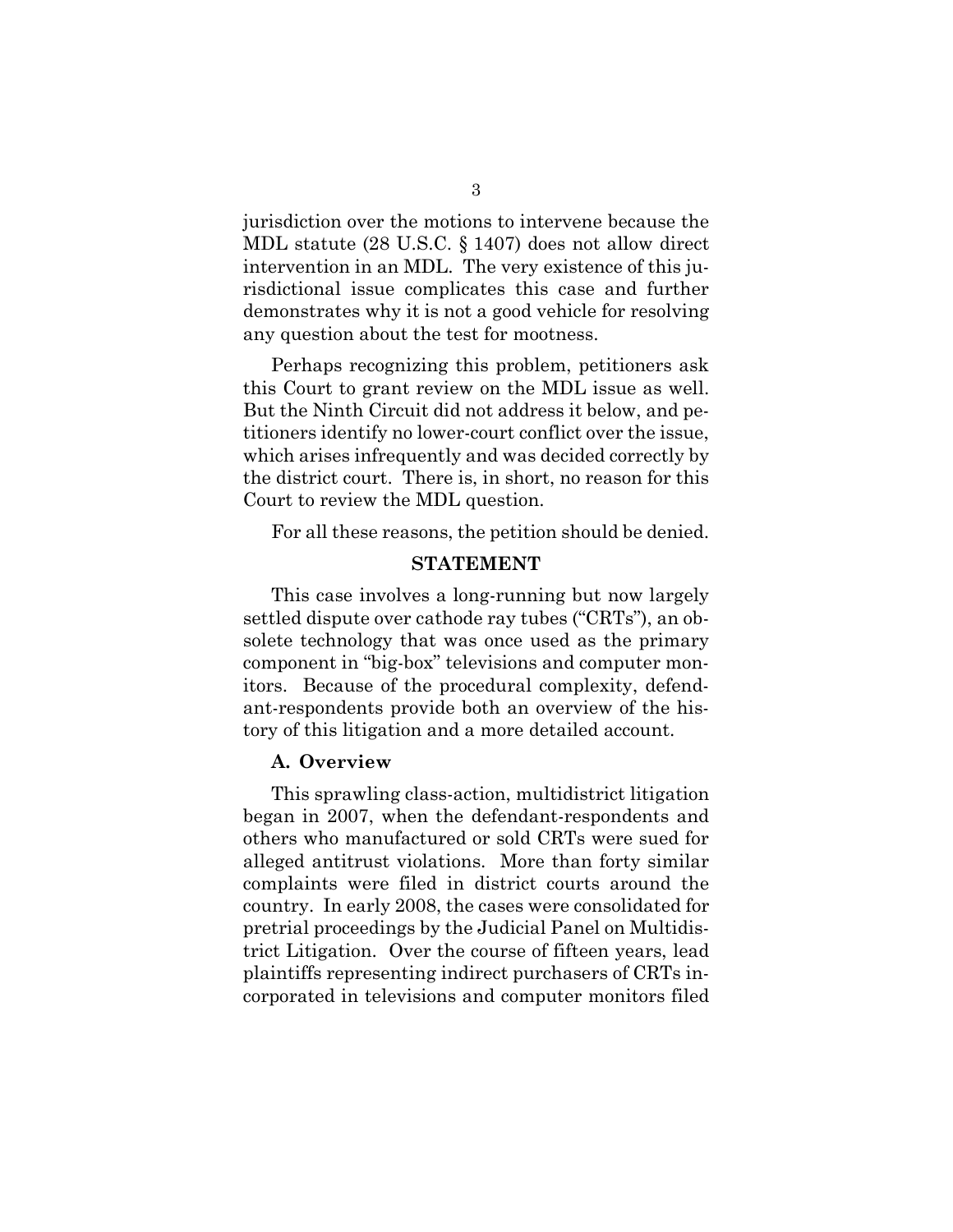jurisdiction over the motions to intervene because the MDL statute (28 U.S.C. § 1407) does not allow direct intervention in an MDL. The very existence of this jurisdictional issue complicates this case and further demonstrates why it is not a good vehicle for resolving any question about the test for mootness.

Perhaps recognizing this problem, petitioners ask this Court to grant review on the MDL issue as well. But the Ninth Circuit did not address it below, and petitioners identify no lower-court conflict over the issue, which arises infrequently and was decided correctly by the district court. There is, in short, no reason for this Court to review the MDL question.

For all these reasons, the petition should be denied.

## STATEMENT

This case involves a long-running but now largely settled dispute over cathode ray tubes ("CRTs"), an obsolete technology that was once used as the primary component in "big-box" televisions and computer monitors. Because of the procedural complexity, defendant-respondents provide both an overview of the history of this litigation and a more detailed account.

### A. Overview

This sprawling class-action, multidistrict litigation began in 2007, when the defendant-respondents and others who manufactured or sold CRTs were sued for alleged antitrust violations. More than forty similar complaints were filed in district courts around the country. In early 2008, the cases were consolidated for pretrial proceedings by the Judicial Panel on Multidistrict Litigation. Over the course of fifteen years, lead plaintiffs representing indirect purchasers of CRTs incorporated in televisions and computer monitors filed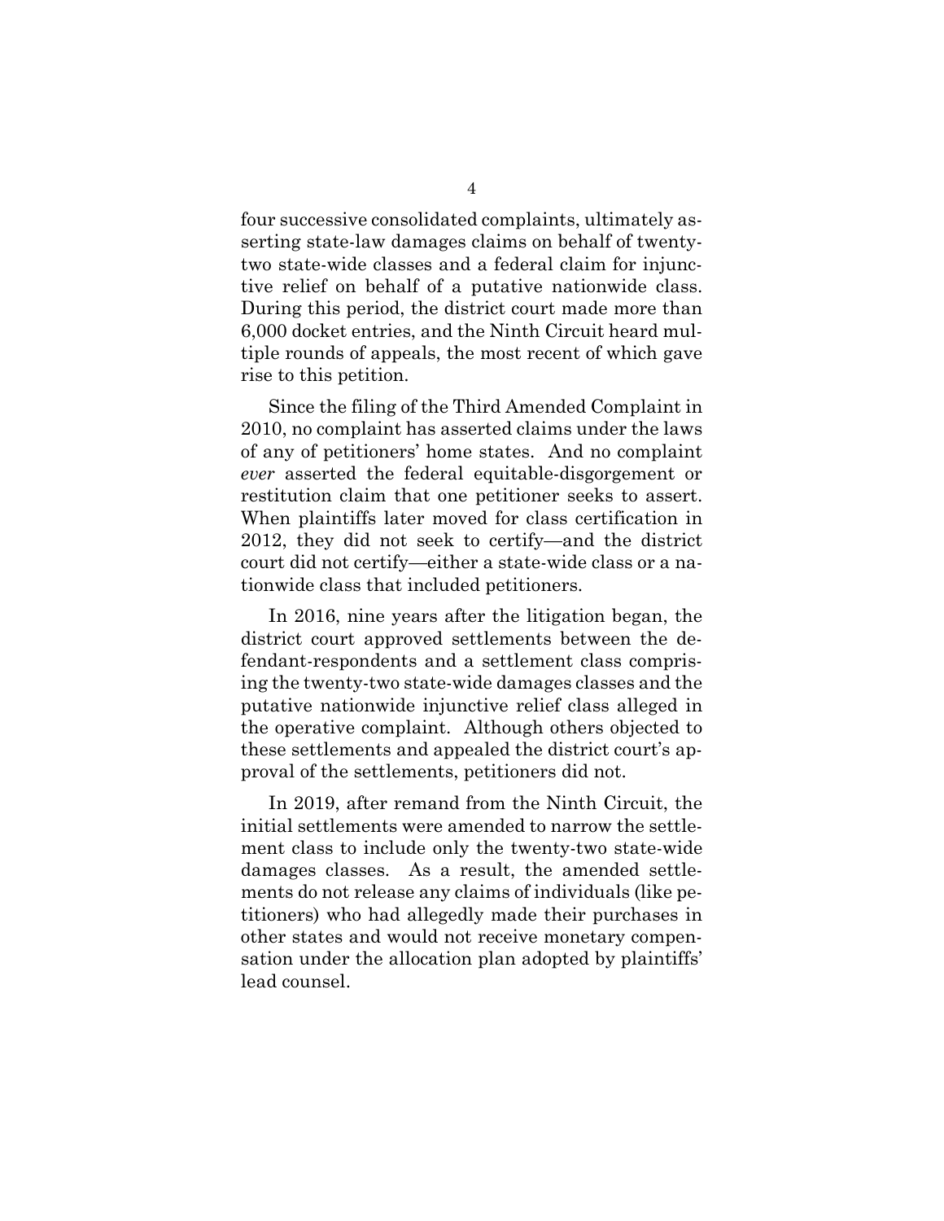four successive consolidated complaints, ultimately asserting state-law damages claims on behalf of twenty-two state-wide classes and a federal claim for injunctive relief on behalf of a putative nationwide class. During this period, the district court made more than 6,000 docket entries, and the Ninth Circuit heard multiple rounds of appeals, the most recent of which gave rise to this petition.

Since the filing of the Third Amended Complaint in 2010, no complaint has asserted claims under the laws of any of petitioners' home states. And no complaint *ever* asserted the federal equitable-disgorgement or restitution claim that one petitioner seeks to assert. When plaintiffs later moved for class certification in 2012, they did not seek to certify—and the district court did not certify—either a state-wide class or a nationwide class that included petitioners.

In 2016, nine years after the litigation began, the district court approved settlements between the defendant-respondents and a settlement class comprising the twenty-two state-wide damages classes and the putative nationwide injunctive relief class alleged in the operative complaint. Although others objected to these settlements and appealed the district court's approval of the settlements, petitioners did not.

In 2019, after remand from the Ninth Circuit, the initial settlements were amended to narrow the settlement class to include only the twenty-two state-wide damages classes. As a result, the amended settlements do not release any claims of individuals (like petitioners) who had allegedly made their purchases in other states and would not receive monetary compensation under the allocation plan adopted by plaintiffs' lead counsel.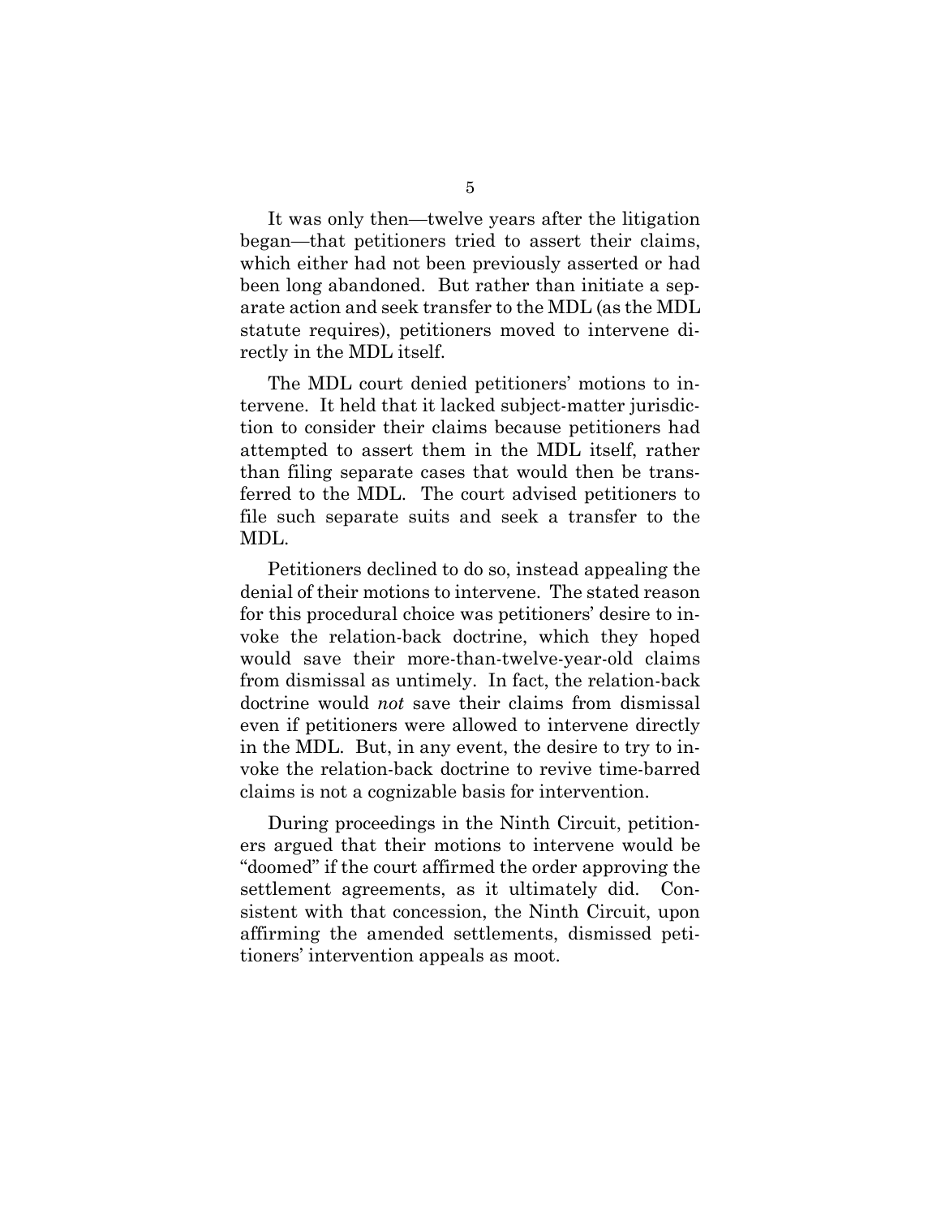It was only then—twelve years after the litigation began—that petitioners tried to assert their claims, which either had not been previously asserted or had been long abandoned. But rather than initiate a separate action and seek transfer to the MDL (as the MDL statute requires), petitioners moved to intervene directly in the MDL itself.

The MDL court denied petitioners' motions to intervene. It held that it lacked subject-matter jurisdiction to consider their claims because petitioners had attempted to assert them in the MDL itself, rather than filing separate cases that would then be transferred to the MDL. The court advised petitioners to file such separate suits and seek a transfer to the MDL.

Petitioners declined to do so, instead appealing the denial of their motions to intervene. The stated reason for this procedural choice was petitioners' desire to invoke the relation-back doctrine, which they hoped would save their more-than-twelve-year-old claims from dismissal as untimely. In fact, the relation-back doctrine would *not* save their claims from dismissal even if petitioners were allowed to intervene directly in the MDL. But, in any event, the desire to try to invoke the relation-back doctrine to revive time-barred claims is not a cognizable basis for intervention.

During proceedings in the Ninth Circuit, petitioners argued that their motions to intervene would be "doomed" if the court affirmed the order approving the settlement agreements, as it ultimately did. Consistent with that concession, the Ninth Circuit, upon affirming the amended settlements, dismissed petitioners' intervention appeals as moot.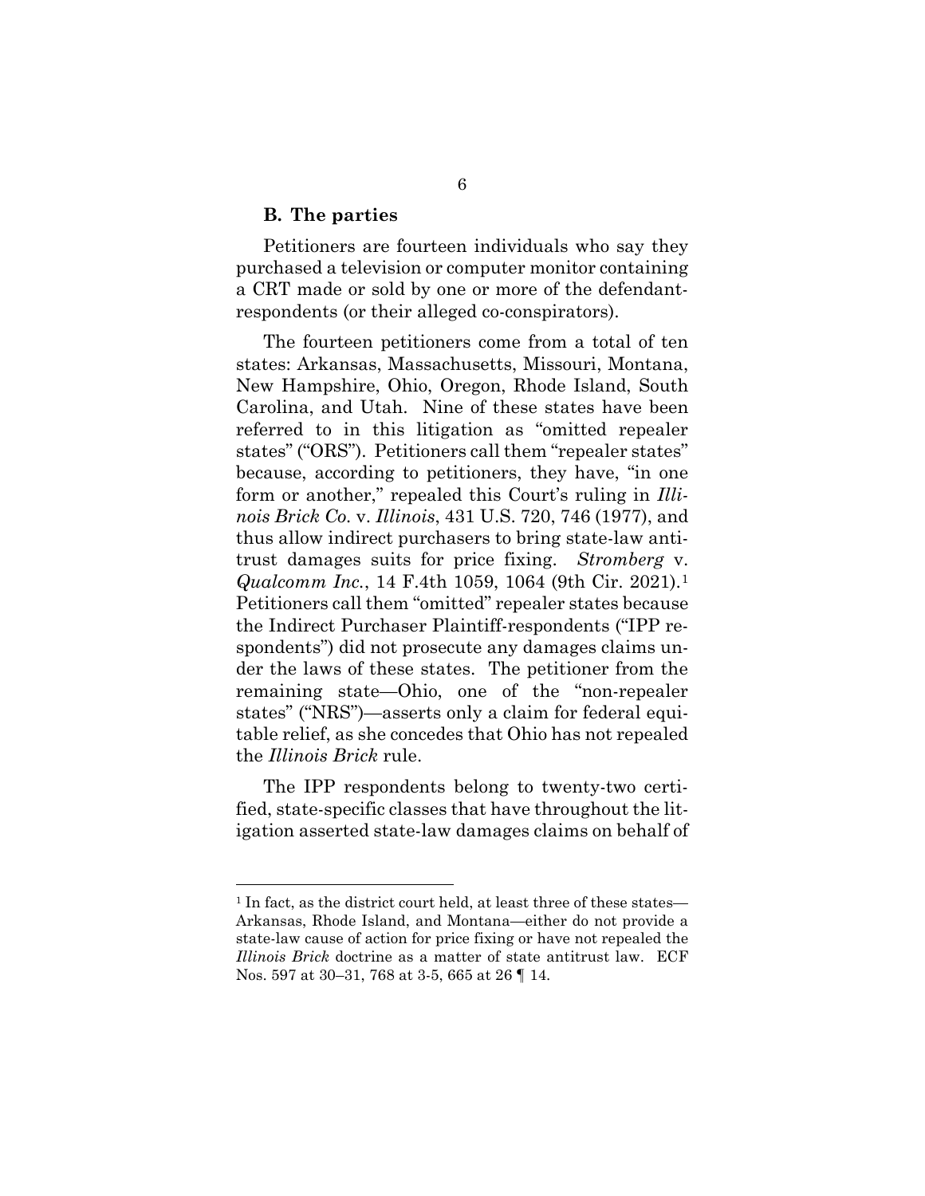### B. The parties

Petitioners are fourteen individuals who say they purchased a television or computer monitor containing a CRT made or sold by one or more of the defendant-respondents (or their alleged co-conspirators).

The fourteen petitioners come from a total of ten states: Arkansas, Massachusetts, Missouri, Montana, New Hampshire, Ohio, Oregon, Rhode Island, South Carolina, and Utah. Nine of these states have been referred to in this litigation as "omitted repealer states" ("ORS"). Petitioners call them "repealer states" because, according to petitioners, they have, "in one form or another," repealed this Court's ruling in *Illinois Brick Co.* v. *Illinois*, 431 U.S. 720, 746 (1977), and thus allow indirect purchasers to bring state-law antitrust damages suits for price fixing. *Stromberg* v. *Qualcomm Inc.*, 14 F.4th 1059, 1064 (9th Cir. 2021).[1] Petitioners call them "omitted" repealer states because the Indirect Purchaser Plaintiff-respondents ("IPP respondents") did not prosecute any damages claims under the laws of these states. The petitioner from the remaining state—Ohio, one of the "non-repealer states" ("NRS")—asserts only a claim for federal equitable relief, as she concedes that Ohio has not repealed the *Illinois Brick* rule.

The IPP respondents belong to twenty-two certified, state-specific classes that have throughout the litigation asserted state-law damages claims on behalf of

---

[1] In fact, as the district court held, at least three of these states—Arkansas, Rhode Island, and Montana—either do not provide a state-law cause of action for price fixing or have not repealed the *Illinois Brick* doctrine as a matter of state antitrust law. ECF Nos. 597 at 30–31, 768 at 3-5, 665 at 26 ¶ 14.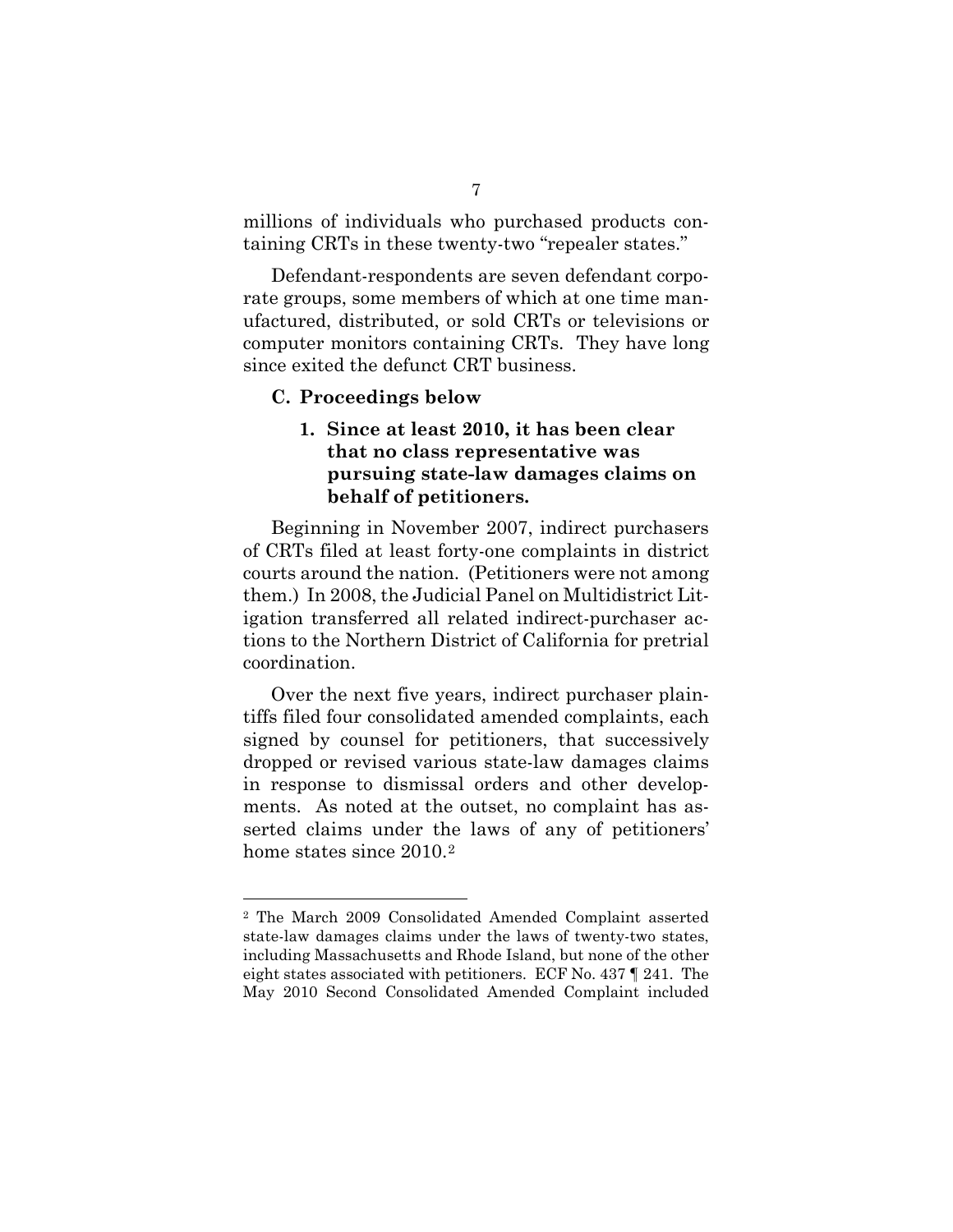millions of individuals who purchased products containing CRTs in these twenty-two "repealer states."

Defendant-respondents are seven defendant corporate groups, some members of which at one time manufactured, distributed, or sold CRTs or televisions or computer monitors containing CRTs. They have long since exited the defunct CRT business.

### C. Proceedings below

#### 1. Since at least 2010, it has been clear that no class representative was pursuing state-law damages claims on behalf of petitioners.

Beginning in November 2007, indirect purchasers of CRTs filed at least forty-one complaints in district courts around the nation. (Petitioners were not among them.) In 2008, the Judicial Panel on Multidistrict Litigation transferred all related indirect-purchaser actions to the Northern District of California for pretrial coordination.

Over the next five years, indirect purchaser plaintiffs filed four consolidated amended complaints, each signed by counsel for petitioners, that successively dropped or revised various state-law damages claims in response to dismissal orders and other developments. As noted at the outset, no complaint has asserted claims under the laws of any of petitioners' home states since 2010.[2]

---

[2] The March 2009 Consolidated Amended Complaint asserted state-law damages claims under the laws of twenty-two states, including Massachusetts and Rhode Island, but none of the other eight states associated with petitioners. ECF No. 437 ¶ 241. The May 2010 Second Consolidated Amended Complaint included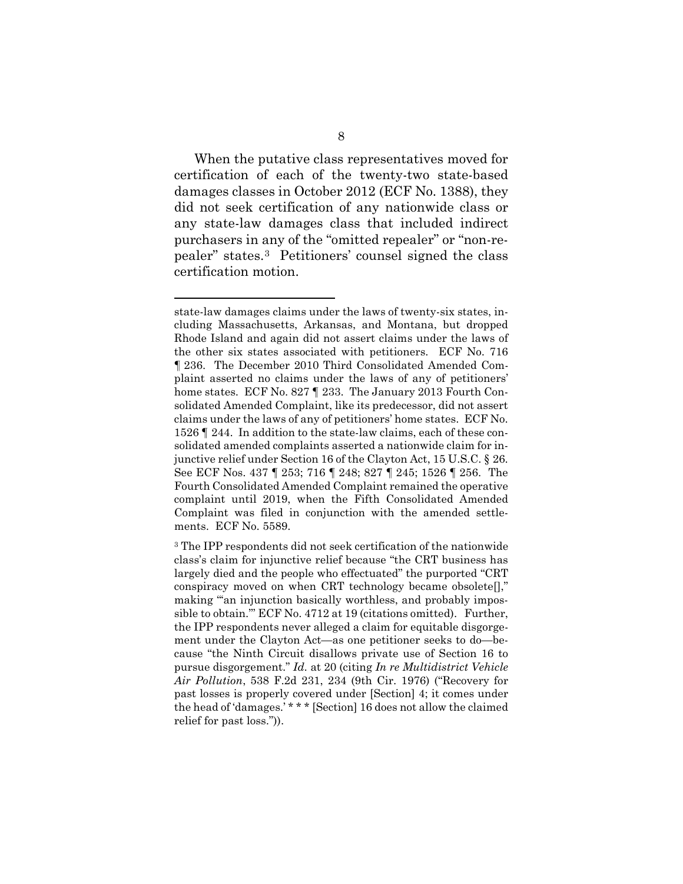When the putative class representatives moved for certification of each of the twenty-two state-based damages classes in October 2012 (ECF No. 1388), they did not seek certification of any nationwide class or any state-law damages class that included indirect purchasers in any of the "omitted repealer" or "non-repealer" states.[3] Petitioners' counsel signed the class certification motion.

---

state-law damages claims under the laws of twenty-six states, including Massachusetts, Arkansas, and Montana, but dropped Rhode Island and again did not assert claims under the laws of the other six states associated with petitioners. ECF No. 716 ¶ 236. The December 2010 Third Consolidated Amended Complaint asserted no claims under the laws of any of petitioners' home states. ECF No. 827 ¶ 233. The January 2013 Fourth Consolidated Amended Complaint, like its predecessor, did not assert claims under the laws of any of petitioners' home states. ECF No. 1526 ¶ 244. In addition to the state-law claims, each of these consolidated amended complaints asserted a nationwide claim for injunctive relief under Section 16 of the Clayton Act, 15 U.S.C. § 26. See ECF Nos. 437 ¶ 253; 716 ¶ 248; 827 ¶ 245; 1526 ¶ 256. The Fourth Consolidated Amended Complaint remained the operative complaint until 2019, when the Fifth Consolidated Amended Complaint was filed in conjunction with the amended settlements. ECF No. 5589.

[3] The IPP respondents did not seek certification of the nationwide class's claim for injunctive relief because "the CRT business has largely died and the people who effectuated" the purported "CRT conspiracy moved on when CRT technology became obsolete[]," making "'an injunction basically worthless, and probably impossible to obtain.'" ECF No. 4712 at 19 (citations omitted). Further, the IPP respondents never alleged a claim for equitable disgorgement under the Clayton Act—as one petitioner seeks to do—because "the Ninth Circuit disallows private use of Section 16 to pursue disgorgement." *Id.* at 20 (citing *In re Multidistrict Vehicle Air Pollution*, 538 F.2d 231, 234 (9th Cir. 1976) ("Recovery for past losses is properly covered under [Section] 4; it comes under the head of 'damages.' * * * [Section] 16 does not allow the claimed relief for past loss.")).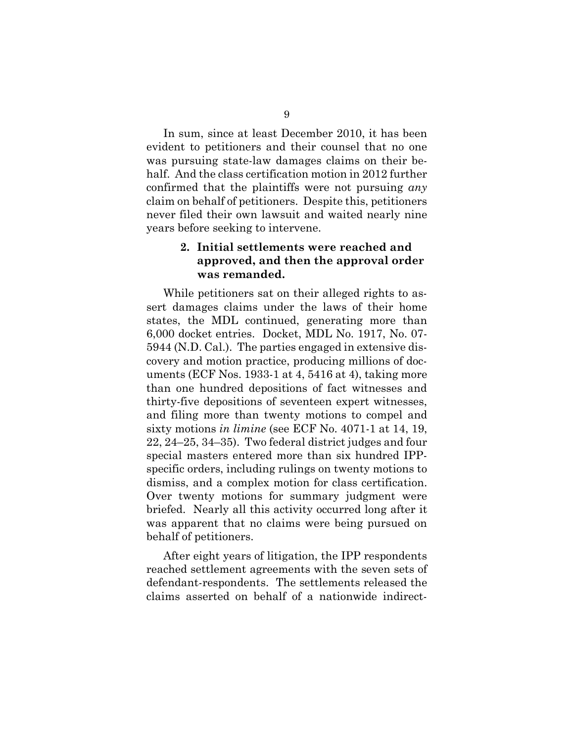In sum, since at least December 2010, it has been evident to petitioners and their counsel that no one was pursuing state-law damages claims on their behalf. And the class certification motion in 2012 further confirmed that the plaintiffs were not pursuing *any* claim on behalf of petitioners. Despite this, petitioners never filed their own lawsuit and waited nearly nine years before seeking to intervene.

### 2. Initial settlements were reached and approved, and then the approval order was remanded.

While petitioners sat on their alleged rights to assert damages claims under the laws of their home states, the MDL continued, generating more than 6,000 docket entries. Docket, MDL No. 1917, No. 07-5944 (N.D. Cal.). The parties engaged in extensive discovery and motion practice, producing millions of documents (ECF Nos. 1933-1 at 4, 5416 at 4), taking more than one hundred depositions of fact witnesses and thirty-five depositions of seventeen expert witnesses, and filing more than twenty motions to compel and sixty motions *in limine* (see ECF No. 4071-1 at 14, 19, 22, 24–25, 34–35). Two federal district judges and four special masters entered more than six hundred IPP-specific orders, including rulings on twenty motions to dismiss, and a complex motion for class certification. Over twenty motions for summary judgment were briefed. Nearly all this activity occurred long after it was apparent that no claims were being pursued on behalf of petitioners.

After eight years of litigation, the IPP respondents reached settlement agreements with the seven sets of defendant-respondents. The settlements released the claims asserted on behalf of a nationwide indirect-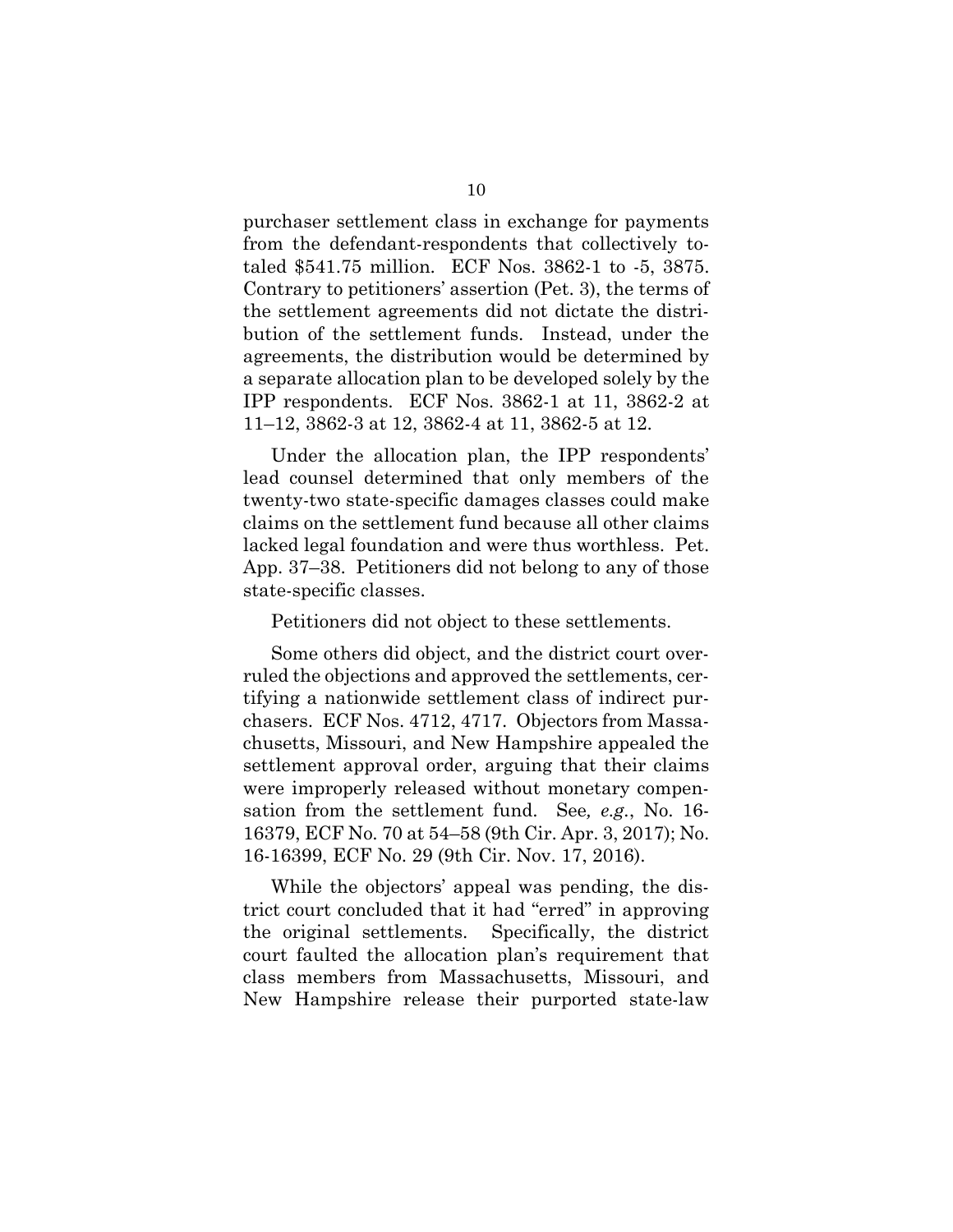purchaser settlement class in exchange for payments from the defendant-respondents that collectively totaled $541.75 million. ECF Nos. 3862-1 to -5, 3875. Contrary to petitioners' assertion (Pet. 3), the terms of the settlement agreements did not dictate the distribution of the settlement funds. Instead, under the agreements, the distribution would be determined by a separate allocation plan to be developed solely by the IPP respondents. ECF Nos. 3862-1 at 11, 3862-2 at 11–12, 3862-3 at 12, 3862-4 at 11, 3862-5 at 12.

Under the allocation plan, the IPP respondents' lead counsel determined that only members of the twenty-two state-specific damages classes could make claims on the settlement fund because all other claims lacked legal foundation and were thus worthless. Pet. App. 37–38. Petitioners did not belong to any of those state-specific classes.

Petitioners did not object to these settlements.

Some others did object, and the district court overruled the objections and approved the settlements, certifying a nationwide settlement class of indirect purchasers. ECF Nos. 4712, 4717. Objectors from Massachusetts, Missouri, and New Hampshire appealed the settlement approval order, arguing that their claims were improperly released without monetary compensation from the settlement fund. See*, e.g.*, No. 16-16379, ECF No. 70 at 54–58 (9th Cir. Apr. 3, 2017); No. 16-16399, ECF No. 29 (9th Cir. Nov. 17, 2016).

While the objectors' appeal was pending, the district court concluded that it had "erred" in approving the original settlements. Specifically, the district court faulted the allocation plan's requirement that class members from Massachusetts, Missouri, and New Hampshire release their purported state-law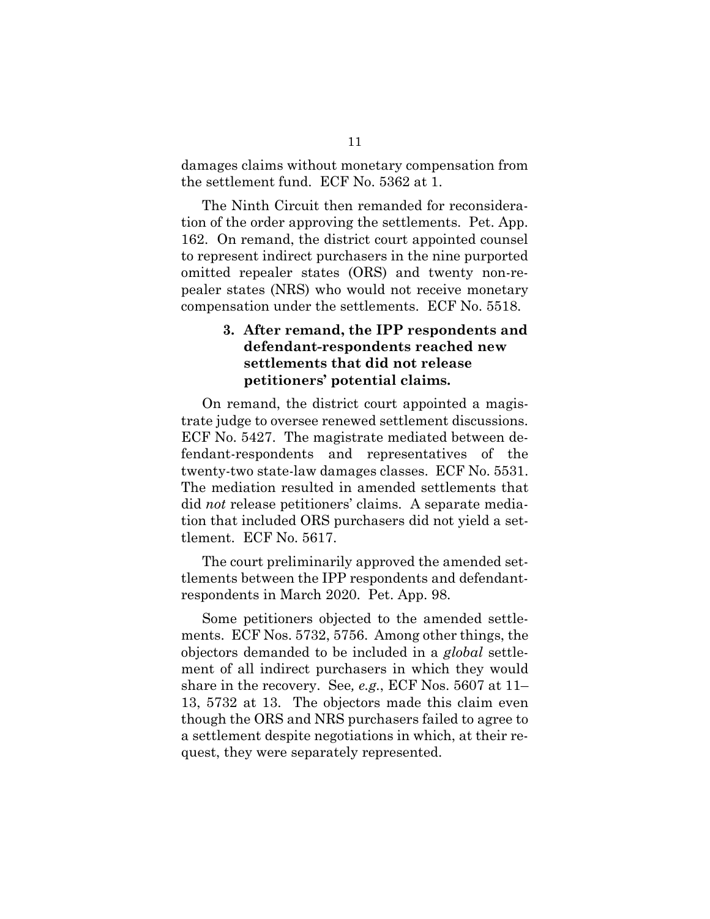damages claims without monetary compensation from the settlement fund. ECF No. 5362 at 1.

The Ninth Circuit then remanded for reconsideration of the order approving the settlements. Pet. App. 162. On remand, the district court appointed counsel to represent indirect purchasers in the nine purported omitted repealer states (ORS) and twenty non-repealer states (NRS) who would not receive monetary compensation under the settlements. ECF No. 5518.

### 3. After remand, the IPP respondents and defendant-respondents reached new settlements that did not release petitioners' potential claims.

On remand, the district court appointed a magistrate judge to oversee renewed settlement discussions. ECF No. 5427. The magistrate mediated between defendant-respondents and representatives of the twenty-two state-law damages classes. ECF No. 5531. The mediation resulted in amended settlements that did *not* release petitioners' claims. A separate mediation that included ORS purchasers did not yield a settlement. ECF No. 5617.

The court preliminarily approved the amended settlements between the IPP respondents and defendant-respondents in March 2020. Pet. App. 98.

Some petitioners objected to the amended settlements. ECF Nos. 5732, 5756. Among other things, the objectors demanded to be included in a *global* settlement of all indirect purchasers in which they would share in the recovery. See*, e.g.*, ECF Nos. 5607 at 11–13, 5732 at 13. The objectors made this claim even though the ORS and NRS purchasers failed to agree to a settlement despite negotiations in which, at their request, they were separately represented.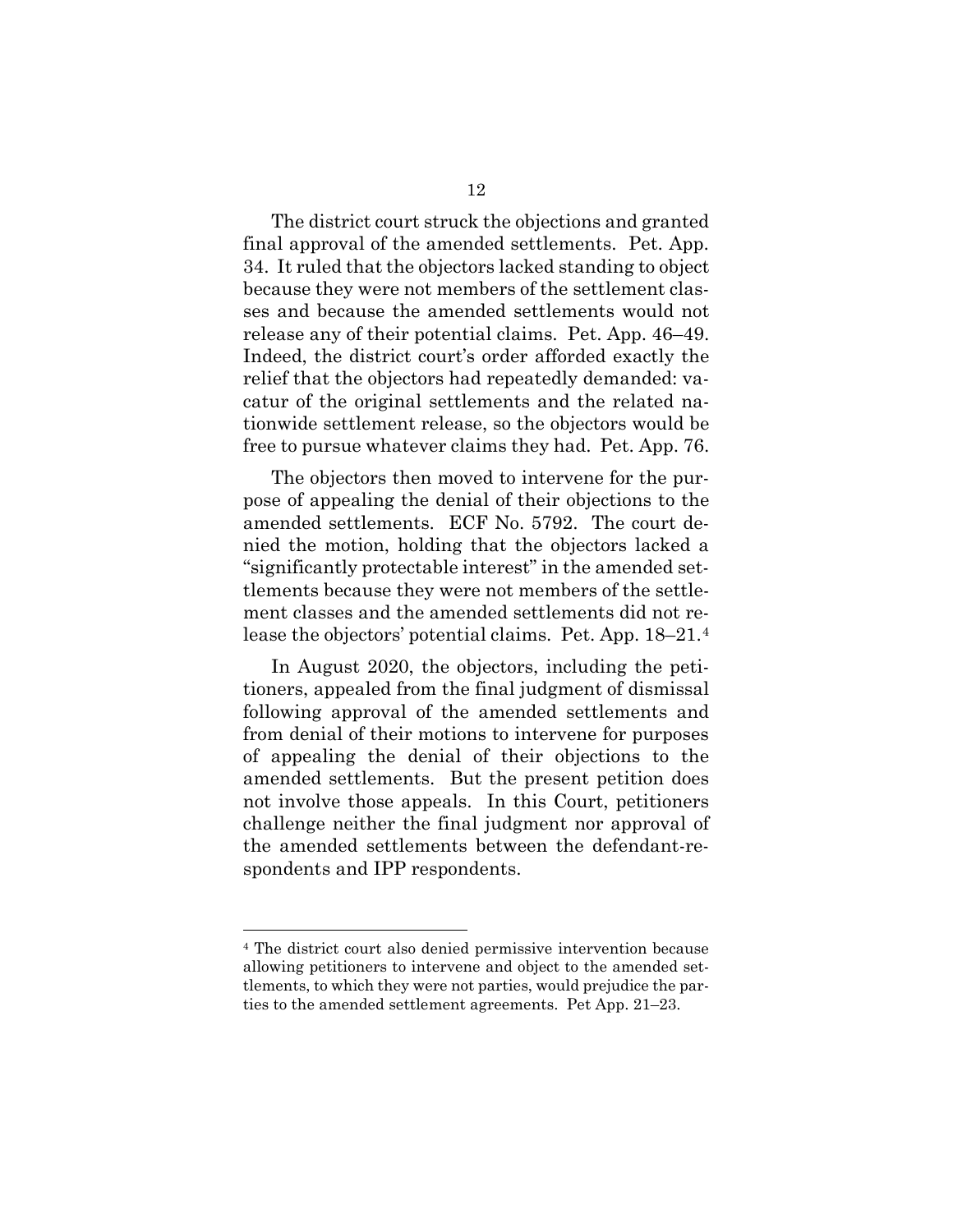The district court struck the objections and granted final approval of the amended settlements. Pet. App. 34. It ruled that the objectors lacked standing to object because they were not members of the settlement classes and because the amended settlements would not release any of their potential claims. Pet. App. 46–49. Indeed, the district court's order afforded exactly the relief that the objectors had repeatedly demanded: vacatur of the original settlements and the related nationwide settlement release, so the objectors would be free to pursue whatever claims they had. Pet. App. 76.

The objectors then moved to intervene for the purpose of appealing the denial of their objections to the amended settlements. ECF No. 5792. The court denied the motion, holding that the objectors lacked a "significantly protectable interest" in the amended settlements because they were not members of the settlement classes and the amended settlements did not release the objectors' potential claims. Pet. App. 18–21.[4]

In August 2020, the objectors, including the petitioners, appealed from the final judgment of dismissal following approval of the amended settlements and from denial of their motions to intervene for purposes of appealing the denial of their objections to the amended settlements. But the present petition does not involve those appeals. In this Court, petitioners challenge neither the final judgment nor approval of the amended settlements between the defendant-respondents and IPP respondents.

---

[4] The district court also denied permissive intervention because allowing petitioners to intervene and object to the amended settlements, to which they were not parties, would prejudice the parties to the amended settlement agreements. Pet App. 21–23.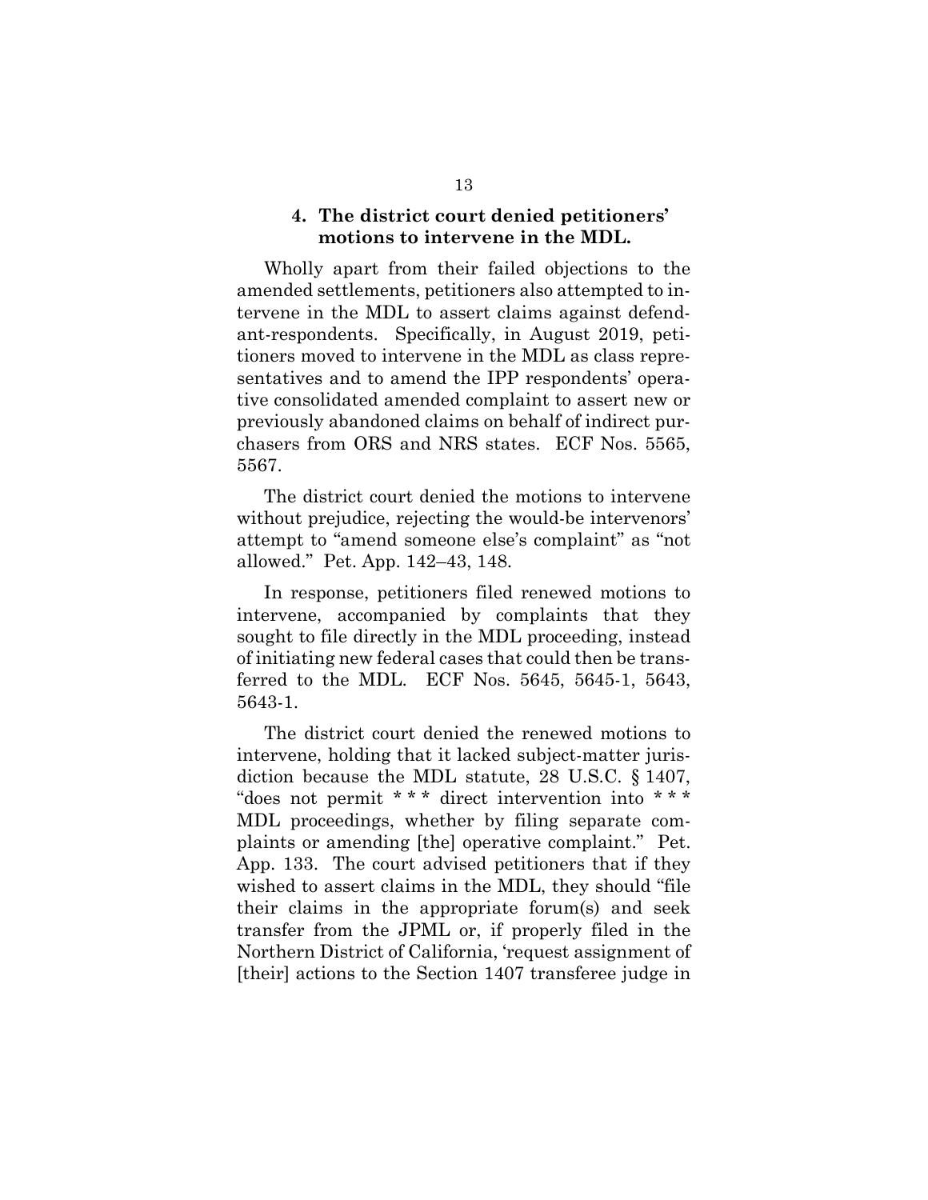#### 4. The district court denied petitioners' motions to intervene in the MDL.

Wholly apart from their failed objections to the amended settlements, petitioners also attempted to intervene in the MDL to assert claims against defendant-respondents. Specifically, in August 2019, petitioners moved to intervene in the MDL as class representatives and to amend the IPP respondents' operative consolidated amended complaint to assert new or previously abandoned claims on behalf of indirect purchasers from ORS and NRS states. ECF Nos. 5565, 5567.

The district court denied the motions to intervene without prejudice, rejecting the would-be intervenors' attempt to "amend someone else's complaint" as "not allowed." Pet. App. 142–43, 148.

In response, petitioners filed renewed motions to intervene, accompanied by complaints that they sought to file directly in the MDL proceeding, instead of initiating new federal cases that could then be transferred to the MDL. ECF Nos. 5645, 5645-1, 5643, 5643-1.

The district court denied the renewed motions to intervene, holding that it lacked subject-matter jurisdiction because the MDL statute, 28 U.S.C. § 1407, "does not permit * * * direct intervention into * * * MDL proceedings, whether by filing separate complaints or amending [the] operative complaint." Pet. App. 133. The court advised petitioners that if they wished to assert claims in the MDL, they should "file their claims in the appropriate forum(s) and seek transfer from the JPML or, if properly filed in the Northern District of California, 'request assignment of [their] actions to the Section 1407 transferee judge in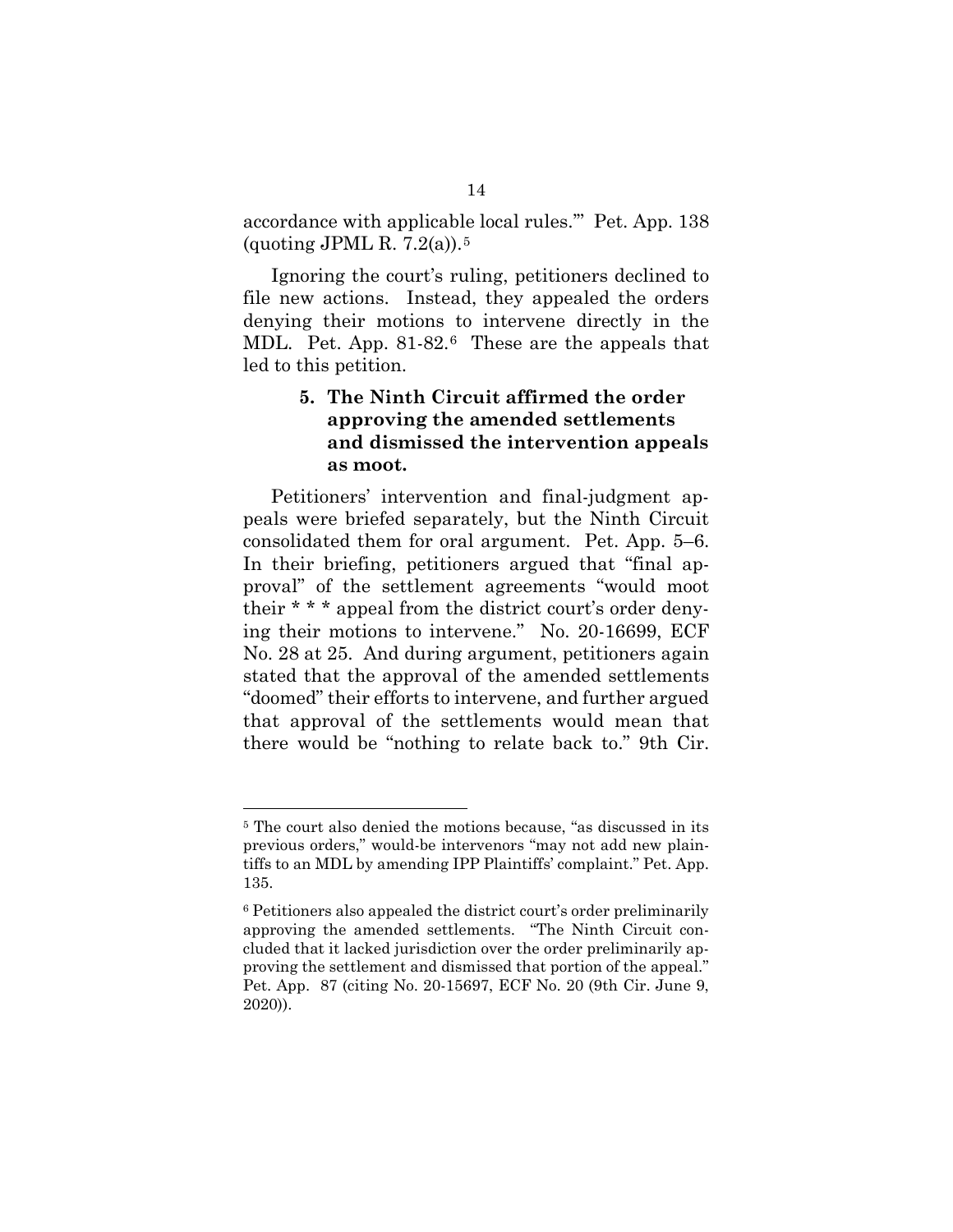accordance with applicable local rules.'" Pet. App. 138 (quoting JPML R. 7.2(a)).[5]

Ignoring the court's ruling, petitioners declined to file new actions. Instead, they appealed the orders denying their motions to intervene directly in the MDL. Pet. App. 81-82.[6] These are the appeals that led to this petition.

### 5. The Ninth Circuit affirmed the order approving the amended settlements and dismissed the intervention appeals as moot.

Petitioners' intervention and final-judgment appeals were briefed separately, but the Ninth Circuit consolidated them for oral argument. Pet. App. 5–6. In their briefing, petitioners argued that "final approval" of the settlement agreements "would moot their * * * appeal from the district court's order denying their motions to intervene." No. 20-16699, ECF No. 28 at 25. And during argument, petitioners again stated that the approval of the amended settlements "doomed" their efforts to intervene, and further argued that approval of the settlements would mean that there would be "nothing to relate back to." 9th Cir.

---

[5] The court also denied the motions because, "as discussed in its previous orders," would-be intervenors "may not add new plaintiffs to an MDL by amending IPP Plaintiffs' complaint." Pet. App. 135.

[6] Petitioners also appealed the district court's order preliminarily approving the amended settlements. "The Ninth Circuit concluded that it lacked jurisdiction over the order preliminarily approving the settlement and dismissed that portion of the appeal." Pet. App. 87 (citing No. 20-15697, ECF No. 20 (9th Cir. June 9, 2020)).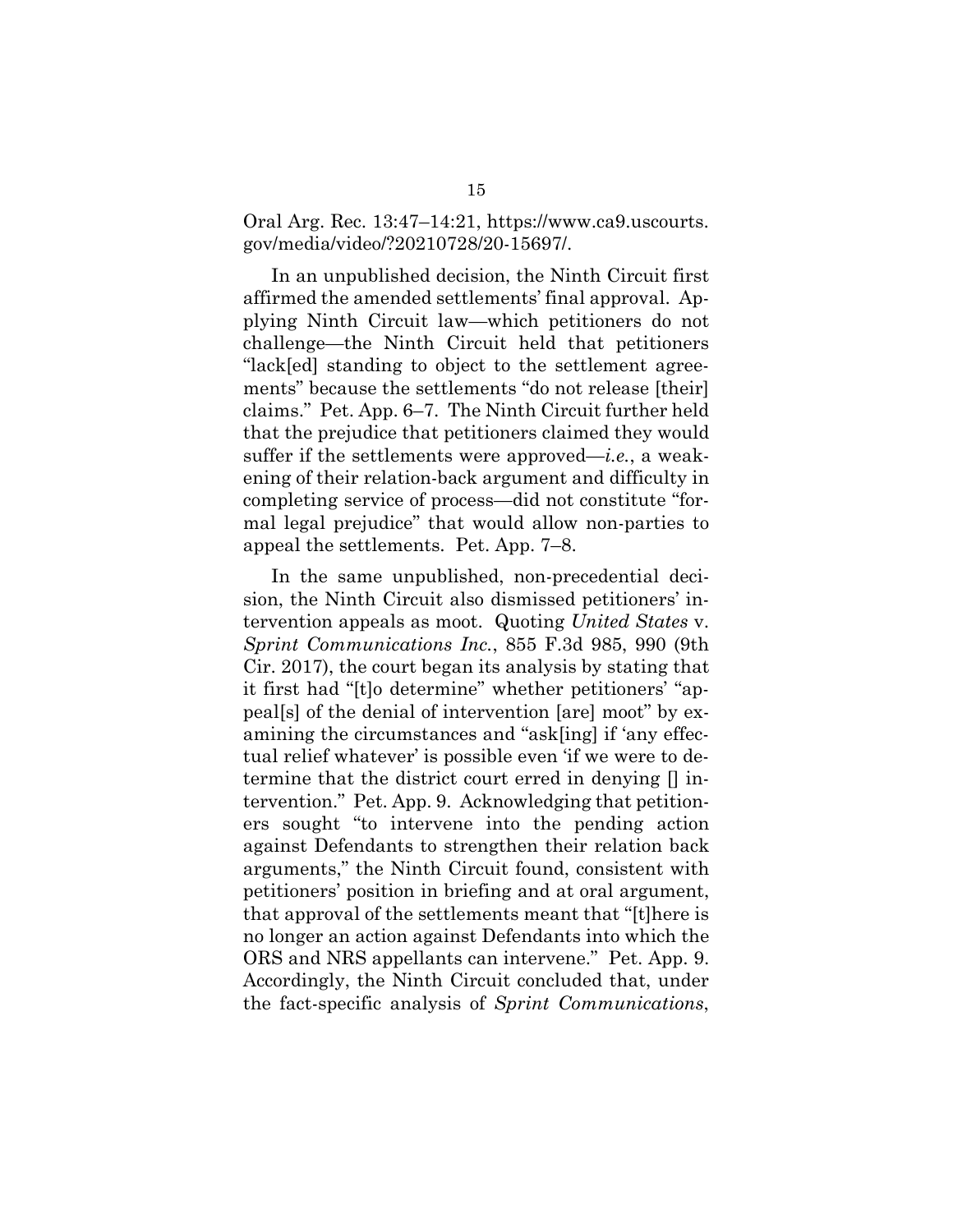Oral Arg. Rec. 13:47–14:21, https://www.ca9.uscourts.gov/media/video/?20210728/20-15697/.

In an unpublished decision, the Ninth Circuit first affirmed the amended settlements' final approval. Applying Ninth Circuit law—which petitioners do not challenge—the Ninth Circuit held that petitioners "lack[ed] standing to object to the settlement agreements" because the settlements "do not release [their] claims." Pet. App. 6–7. The Ninth Circuit further held that the prejudice that petitioners claimed they would suffer if the settlements were approved—*i.e.*, a weakening of their relation-back argument and difficulty in completing service of process—did not constitute "formal legal prejudice" that would allow non-parties to appeal the settlements. Pet. App. 7–8.

In the same unpublished, non-precedential decision, the Ninth Circuit also dismissed petitioners' intervention appeals as moot. Quoting *United States* v. *Sprint Communications Inc.*, 855 F.3d 985, 990 (9th Cir. 2017), the court began its analysis by stating that it first had "[t]o determine" whether petitioners' "appeal[s] of the denial of intervention [are] moot" by examining the circumstances and "ask[ing] if 'any effectual relief whatever' is possible even 'if we were to determine that the district court erred in denying [] intervention." Pet. App. 9. Acknowledging that petitioners sought "to intervene into the pending action against Defendants to strengthen their relation back arguments," the Ninth Circuit found, consistent with petitioners' position in briefing and at oral argument, that approval of the settlements meant that "[t]here is no longer an action against Defendants into which the ORS and NRS appellants can intervene." Pet. App. 9. Accordingly, the Ninth Circuit concluded that, under the fact-specific analysis of *Sprint Communications*,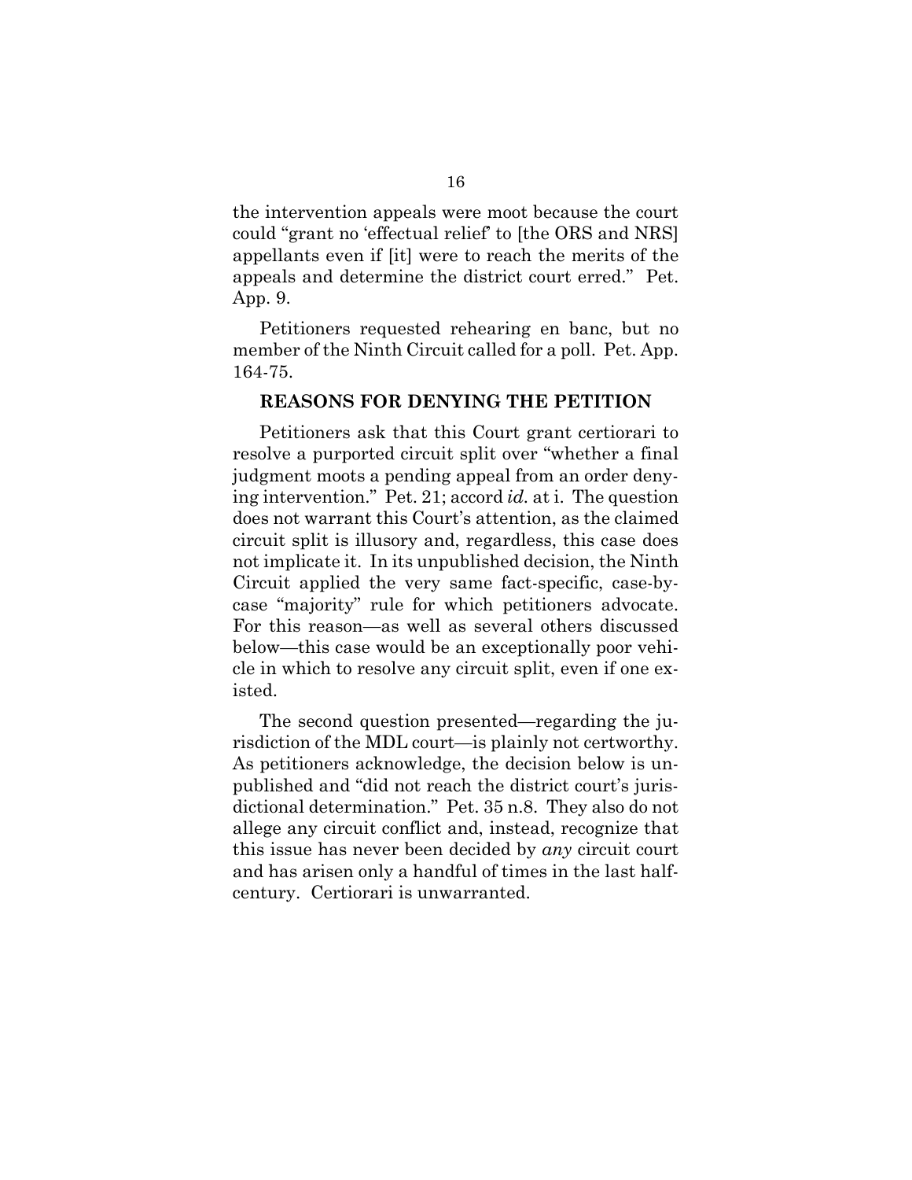the intervention appeals were moot because the court could "grant no 'effectual relief' to [the ORS and NRS] appellants even if [it] were to reach the merits of the appeals and determine the district court erred." Pet. App. 9.

Petitioners requested rehearing en banc, but no member of the Ninth Circuit called for a poll. Pet. App. 164-75.

## REASONS FOR DENYING THE PETITION

Petitioners ask that this Court grant certiorari to resolve a purported circuit split over "whether a final judgment moots a pending appeal from an order denying intervention." Pet. 21; accord *id.* at i. The question does not warrant this Court's attention, as the claimed circuit split is illusory and, regardless, this case does not implicate it. In its unpublished decision, the Ninth Circuit applied the very same fact-specific, case-by-case "majority" rule for which petitioners advocate. For this reason—as well as several others discussed below—this case would be an exceptionally poor vehicle in which to resolve any circuit split, even if one existed.

The second question presented—regarding the jurisdiction of the MDL court—is plainly not certworthy. As petitioners acknowledge, the decision below is unpublished and "did not reach the district court's jurisdictional determination." Pet. 35 n.8. They also do not allege any circuit conflict and, instead, recognize that this issue has never been decided by *any* circuit court and has arisen only a handful of times in the last half-century. Certiorari is unwarranted.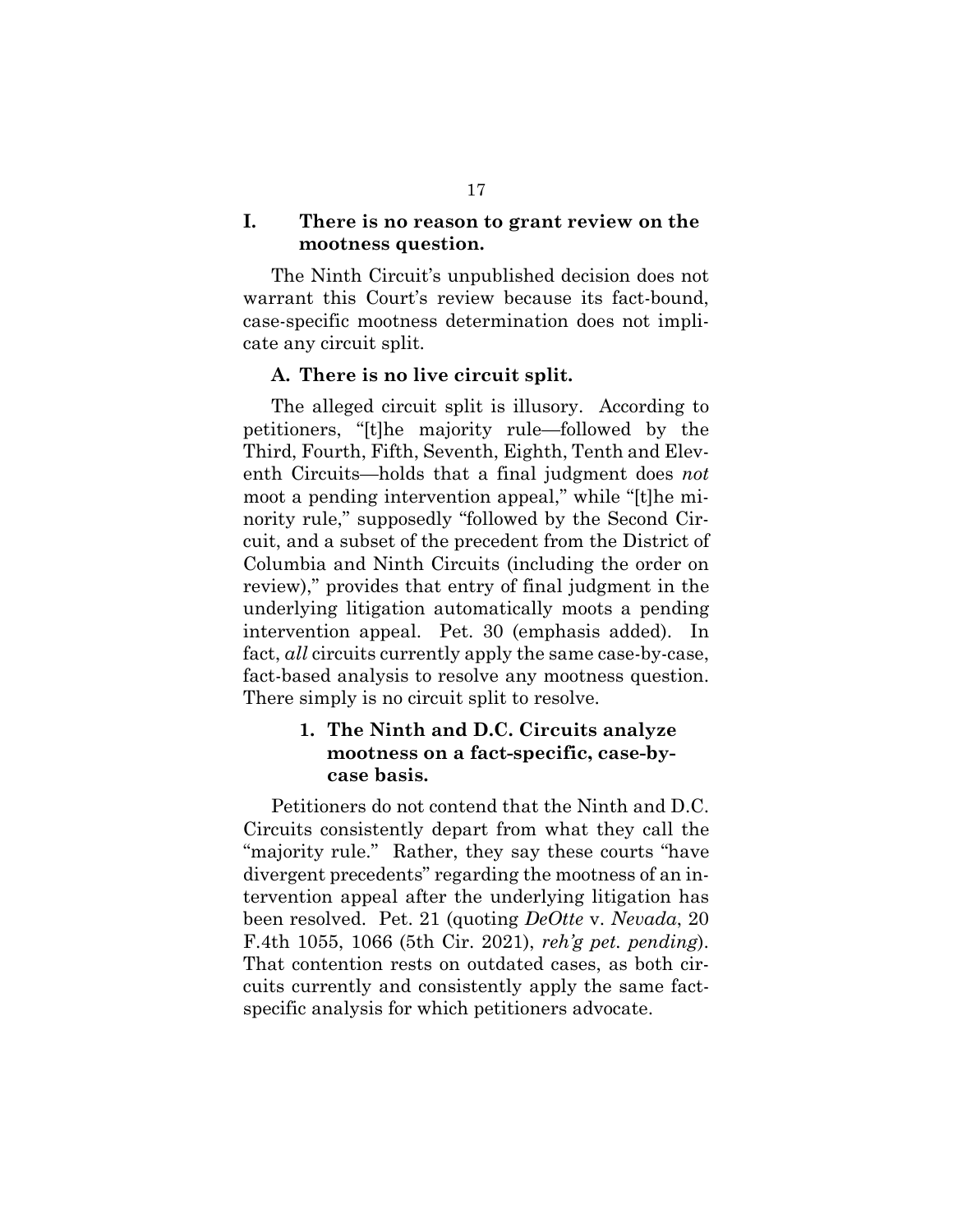## I. There is no reason to grant review on the mootness question.

The Ninth Circuit's unpublished decision does not warrant this Court's review because its fact-bound, case-specific mootness determination does not implicate any circuit split.

### A. There is no live circuit split.

The alleged circuit split is illusory. According to petitioners, "[t]he majority rule—followed by the Third, Fourth, Fifth, Seventh, Eighth, Tenth and Eleventh Circuits—holds that a final judgment does *not* moot a pending intervention appeal," while "[t]he minority rule," supposedly "followed by the Second Circuit, and a subset of the precedent from the District of Columbia and Ninth Circuits (including the order on review)," provides that entry of final judgment in the underlying litigation automatically moots a pending intervention appeal. Pet. 30 (emphasis added). In fact, *all* circuits currently apply the same case-by-case, fact-based analysis to resolve any mootness question. There simply is no circuit split to resolve.

#### 1. The Ninth and D.C. Circuits analyze mootness on a fact-specific, case-by-case basis.

Petitioners do not contend that the Ninth and D.C. Circuits consistently depart from what they call the "majority rule." Rather, they say these courts "have divergent precedents" regarding the mootness of an intervention appeal after the underlying litigation has been resolved. Pet. 21 (quoting *DeOtte* v. *Nevada*, 20 F.4th 1055, 1066 (5th Cir. 2021), *reh'g pet. pending*). That contention rests on outdated cases, as both circuits currently and consistently apply the same fact-specific analysis for which petitioners advocate.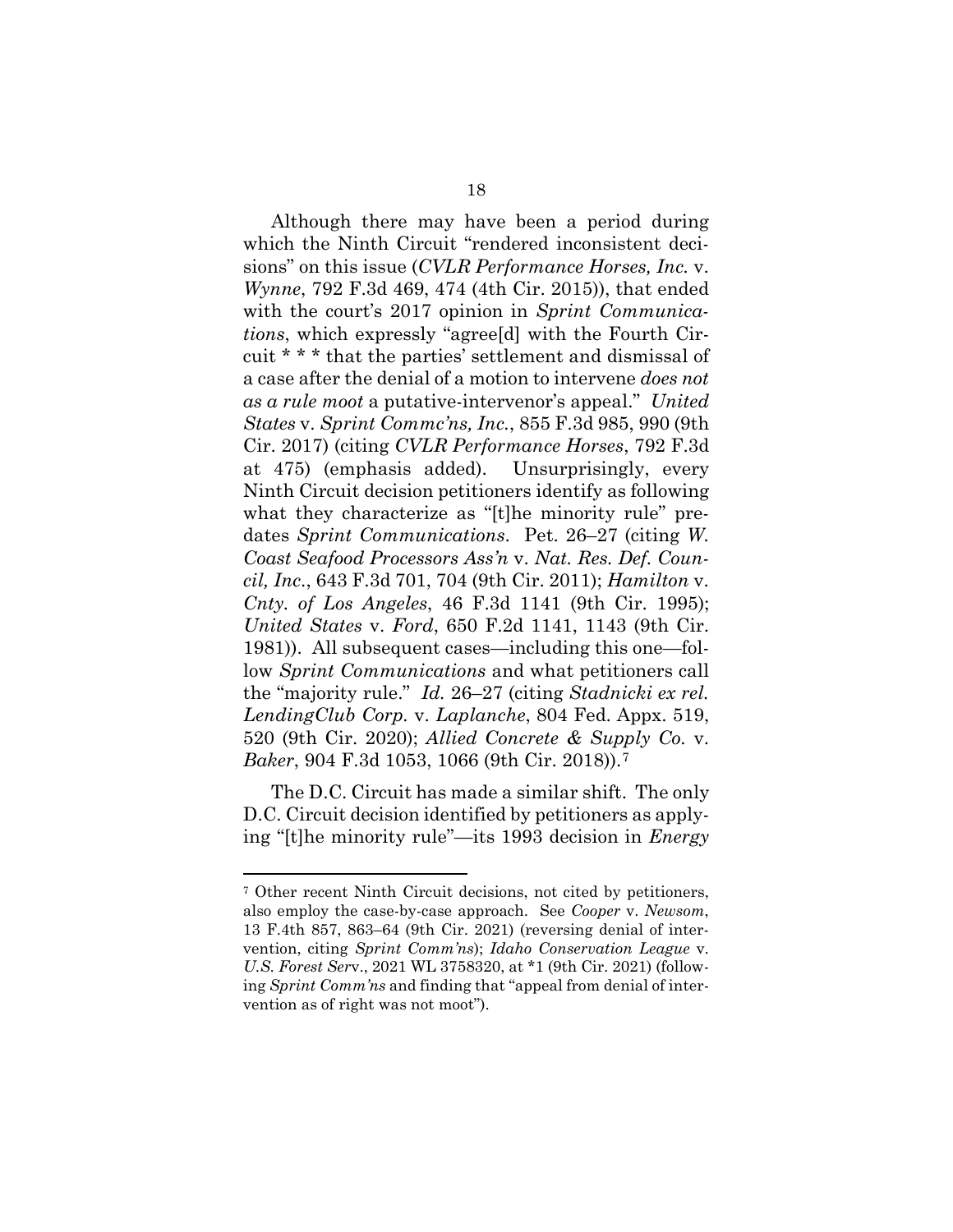Although there may have been a period during which the Ninth Circuit "rendered inconsistent decisions" on this issue (*CVLR Performance Horses, Inc.* v. *Wynne*, 792 F.3d 469, 474 (4th Cir. 2015)), that ended with the court's 2017 opinion in *Sprint Communications*, which expressly "agree[d] with the Fourth Circuit * * * that the parties' settlement and dismissal of a case after the denial of a motion to intervene *does not as a rule moot* a putative-intervenor's appeal." *United States* v. *Sprint Commc'ns, Inc.*, 855 F.3d 985, 990 (9th Cir. 2017) (citing *CVLR Performance Horses*, 792 F.3d at 475) (emphasis added). Unsurprisingly, every Ninth Circuit decision petitioners identify as following what they characterize as "[t]he minority rule" predates *Sprint Communications*. Pet. 26–27 (citing *W. Coast Seafood Processors Ass'n* v. *Nat. Res. Def. Council, Inc.*, 643 F.3d 701, 704 (9th Cir. 2011); *Hamilton* v. *Cnty. of Los Angeles*, 46 F.3d 1141 (9th Cir. 1995); *United States* v. *Ford*, 650 F.2d 1141, 1143 (9th Cir. 1981)). All subsequent cases—including this one—follow *Sprint Communications* and what petitioners call the "majority rule." *Id.* 26–27 (citing *Stadnicki ex rel. LendingClub Corp.* v. *Laplanche*, 804 Fed. Appx. 519, 520 (9th Cir. 2020); *Allied Concrete & Supply Co.* v. *Baker*, 904 F.3d 1053, 1066 (9th Cir. 2018)).[7]

The D.C. Circuit has made a similar shift. The only D.C. Circuit decision identified by petitioners as applying "[t]he minority rule"—its 1993 decision in *Energy*

---

[7] Other recent Ninth Circuit decisions, not cited by petitioners, also employ the case-by-case approach. See *Cooper* v. *Newsom*, 13 F.4th 857, 863–64 (9th Cir. 2021) (reversing denial of intervention, citing *Sprint Comm'ns*); *Idaho Conservation League* v. *U.S. Forest Serv.*, 2021 WL 3758320, at *1 (9th Cir. 2021) (following *Sprint Comm'ns* and finding that "appeal from denial of intervention as of right was not moot").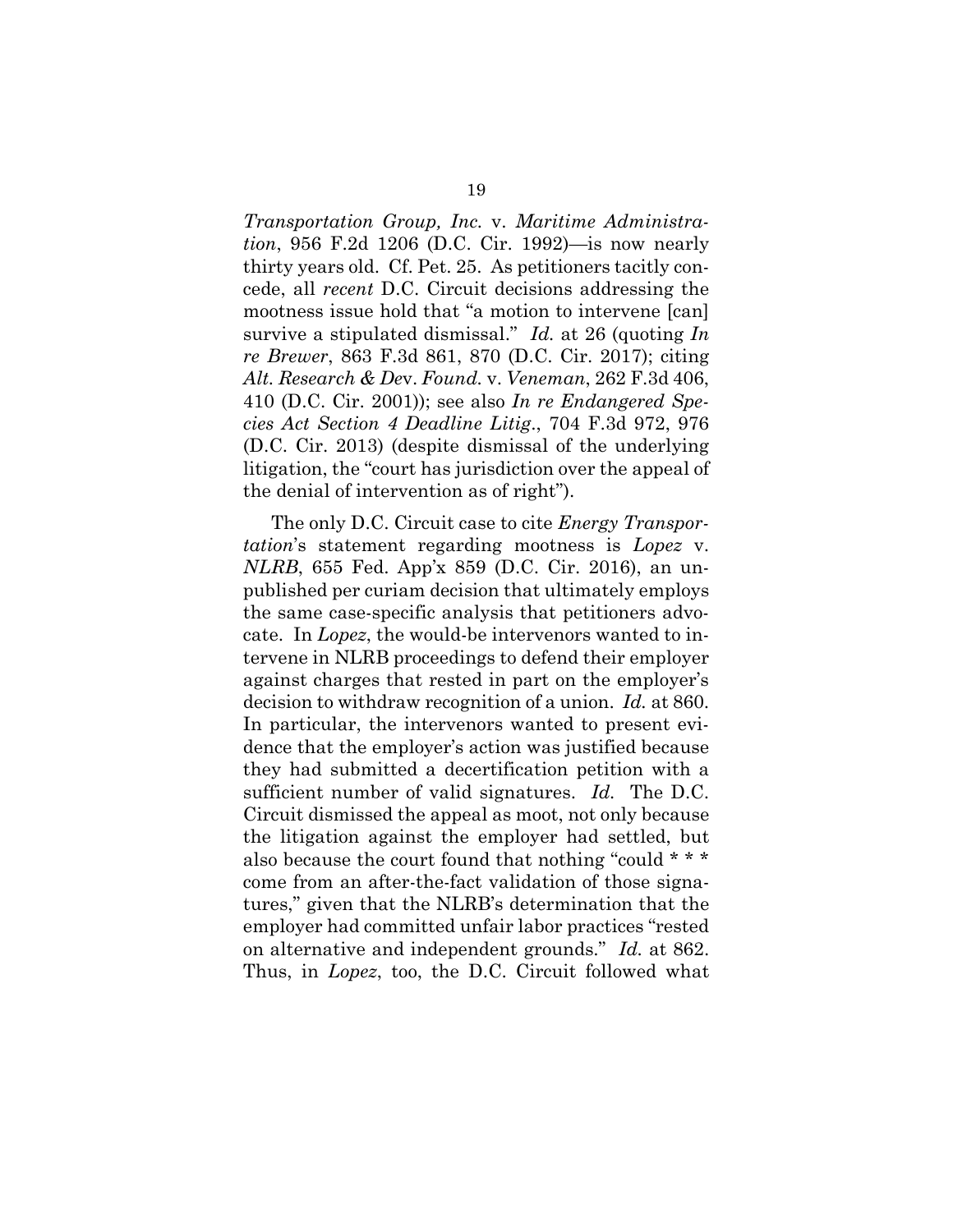*Transportation Group, Inc.* v. *Maritime Administration*, 956 F.2d 1206 (D.C. Cir. 1992)—is now nearly thirty years old. Cf. Pet. 25. As petitioners tacitly concede, all *recent* D.C. Circuit decisions addressing the mootness issue hold that "a motion to intervene [can] survive a stipulated dismissal." *Id.* at 26 (quoting *In re Brewer*, 863 F.3d 861, 870 (D.C. Cir. 2017); citing *Alt. Research & Dev. Found.* v. *Veneman*, 262 F.3d 406, 410 (D.C. Cir. 2001)); see also *In re Endangered Species Act Section 4 Deadline Litig.*, 704 F.3d 972, 976 (D.C. Cir. 2013) (despite dismissal of the underlying litigation, the "court has jurisdiction over the appeal of the denial of intervention as of right").

The only D.C. Circuit case to cite *Energy Transportation*'s statement regarding mootness is *Lopez* v. *NLRB*, 655 Fed. App'x 859 (D.C. Cir. 2016), an unpublished per curiam decision that ultimately employs the same case-specific analysis that petitioners advocate. In *Lopez*, the would-be intervenors wanted to intervene in NLRB proceedings to defend their employer against charges that rested in part on the employer's decision to withdraw recognition of a union. *Id.* at 860. In particular, the intervenors wanted to present evidence that the employer's action was justified because they had submitted a decertification petition with a sufficient number of valid signatures. *Id.* The D.C. Circuit dismissed the appeal as moot, not only because the litigation against the employer had settled, but also because the court found that nothing "could * * * come from an after-the-fact validation of those signatures," given that the NLRB's determination that the employer had committed unfair labor practices "rested on alternative and independent grounds." *Id.* at 862. Thus, in *Lopez*, too, the D.C. Circuit followed what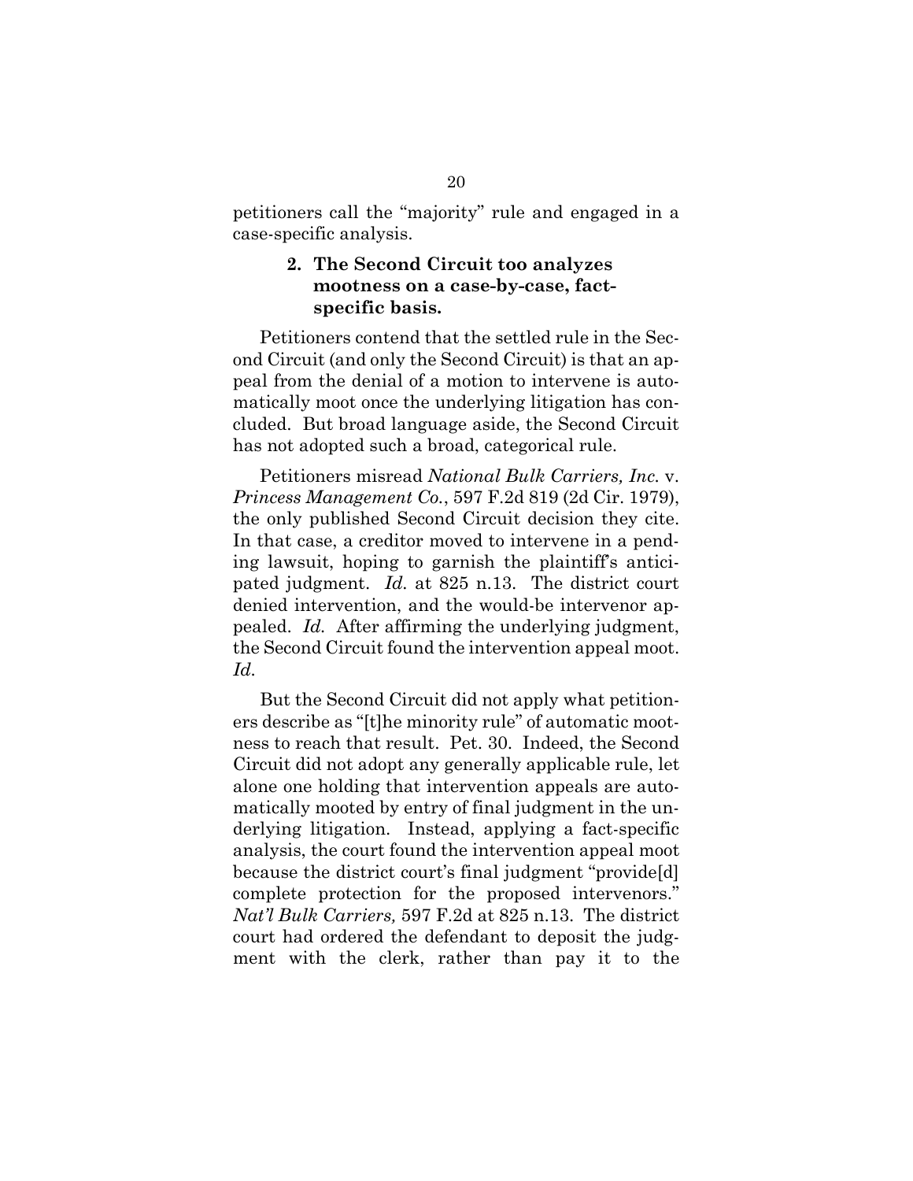petitioners call the "majority" rule and engaged in a case-specific analysis.

### 2. The Second Circuit too analyzes mootness on a case-by-case, fact-specific basis.

Petitioners contend that the settled rule in the Second Circuit (and only the Second Circuit) is that an appeal from the denial of a motion to intervene is automatically moot once the underlying litigation has concluded. But broad language aside, the Second Circuit has not adopted such a broad, categorical rule.

Petitioners misread *National Bulk Carriers, Inc.* v. *Princess Management Co.*, 597 F.2d 819 (2d Cir. 1979), the only published Second Circuit decision they cite. In that case, a creditor moved to intervene in a pending lawsuit, hoping to garnish the plaintiff's anticipated judgment. *Id.* at 825 n.13. The district court denied intervention, and the would-be intervenor appealed. *Id.* After affirming the underlying judgment, the Second Circuit found the intervention appeal moot. *Id.*

But the Second Circuit did not apply what petitioners describe as "[t]he minority rule" of automatic mootness to reach that result. Pet. 30. Indeed, the Second Circuit did not adopt any generally applicable rule, let alone one holding that intervention appeals are automatically mooted by entry of final judgment in the underlying litigation. Instead, applying a fact-specific analysis, the court found the intervention appeal moot because the district court's final judgment "provide[d] complete protection for the proposed intervenors." *Nat'l Bulk Carriers,* 597 F.2d at 825 n.13. The district court had ordered the defendant to deposit the judgment with the clerk, rather than pay it to the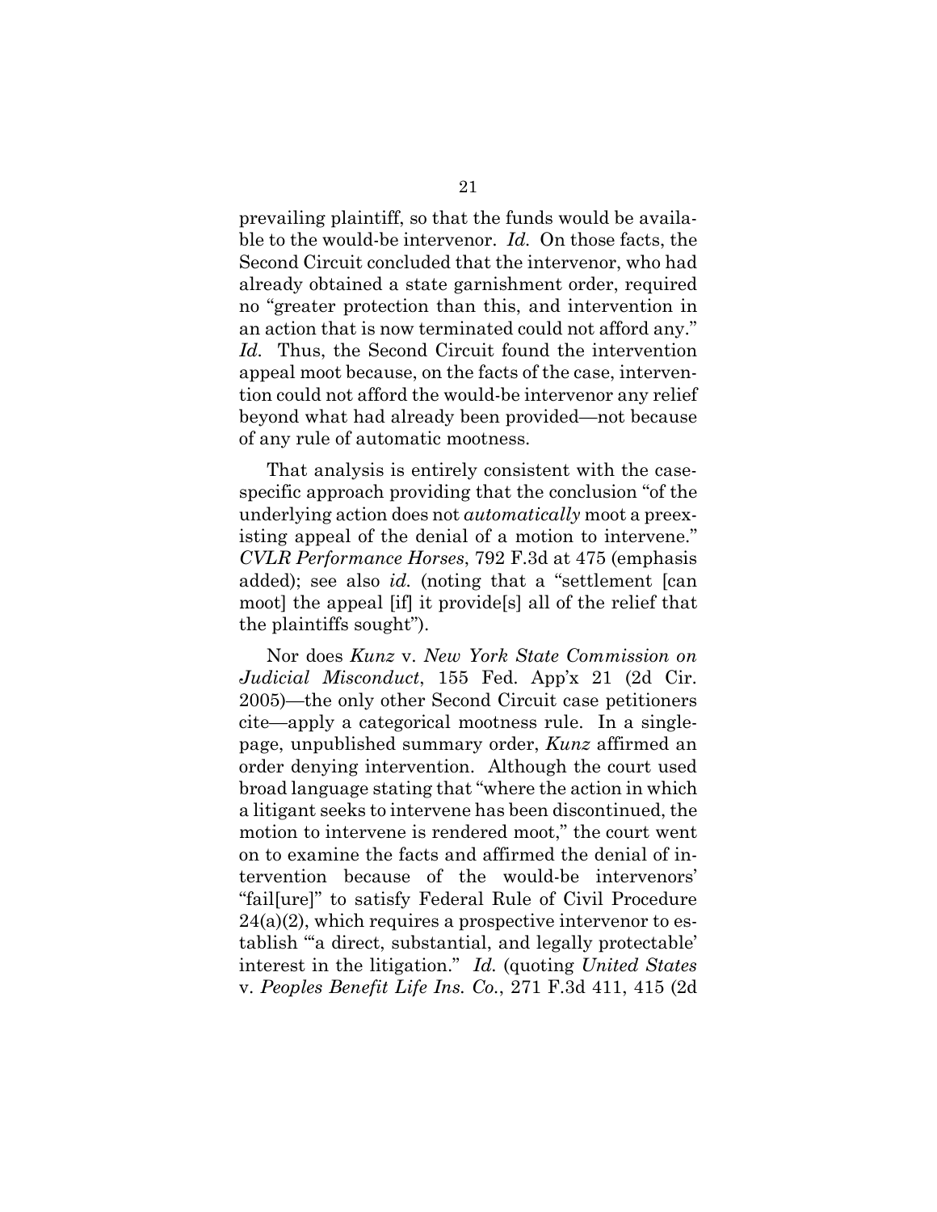prevailing plaintiff, so that the funds would be available to the would-be intervenor. *Id.* On those facts, the Second Circuit concluded that the intervenor, who had already obtained a state garnishment order, required no "greater protection than this, and intervention in an action that is now terminated could not afford any." *Id.* Thus, the Second Circuit found the intervention appeal moot because, on the facts of the case, intervention could not afford the would-be intervenor any relief beyond what had already been provided—not because of any rule of automatic mootness.

That analysis is entirely consistent with the case-specific approach providing that the conclusion "of the underlying action does not *automatically* moot a preexisting appeal of the denial of a motion to intervene." *CVLR Performance Horses*, 792 F.3d at 475 (emphasis added); see also *id.* (noting that a "settlement [can moot] the appeal [if] it provide[s] all of the relief that the plaintiffs sought").

Nor does *Kunz* v. *New York State Commission on Judicial Misconduct*, 155 Fed. App'x 21 (2d Cir. 2005)—the only other Second Circuit case petitioners cite—apply a categorical mootness rule. In a single-page, unpublished summary order, *Kunz* affirmed an order denying intervention. Although the court used broad language stating that "where the action in which a litigant seeks to intervene has been discontinued, the motion to intervene is rendered moot," the court went on to examine the facts and affirmed the denial of intervention because of the would-be intervenors' "fail[ure]" to satisfy Federal Rule of Civil Procedure 24(a)(2), which requires a prospective intervenor to establish "'a direct, substantial, and legally protectable' interest in the litigation." *Id.* (quoting *United States* v. *Peoples Benefit Life Ins. Co.*, 271 F.3d 411, 415 (2d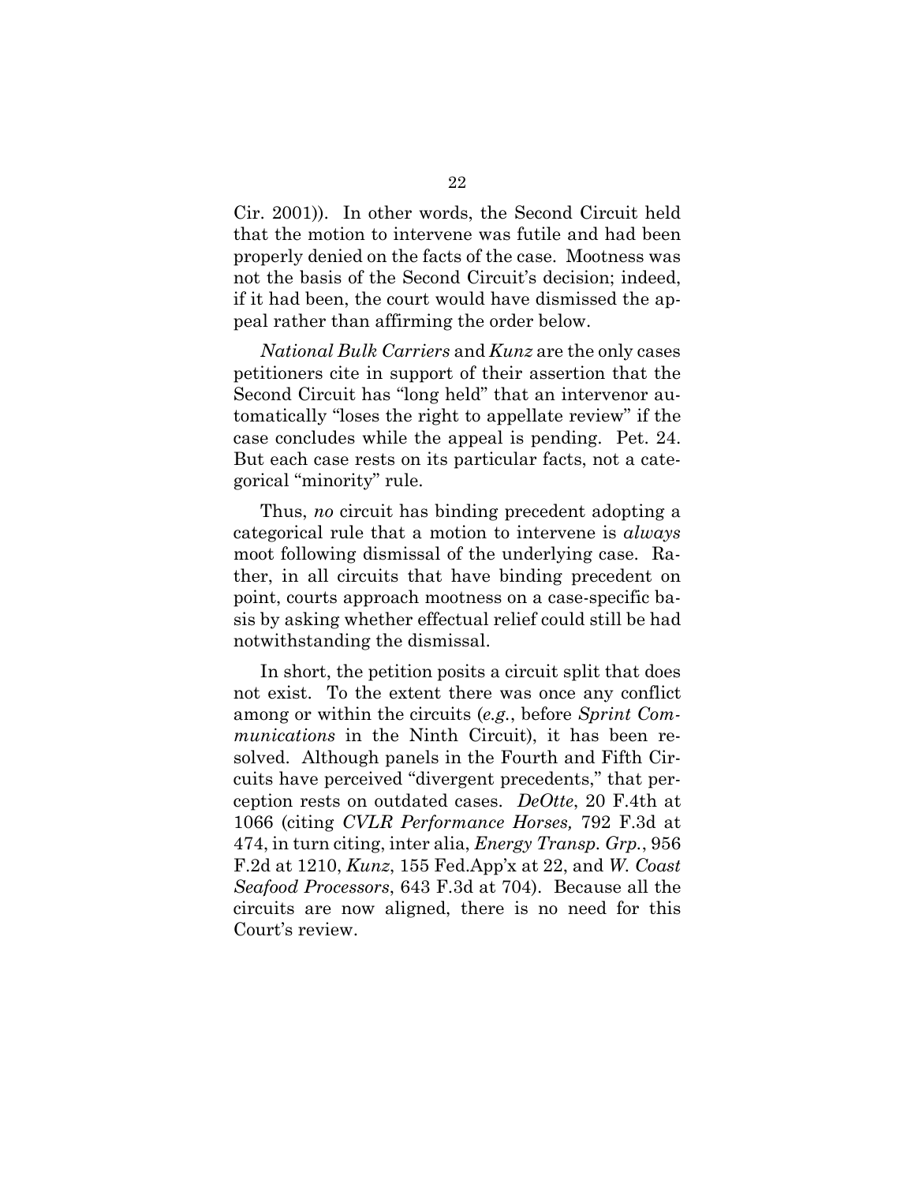Cir. 2001)). In other words, the Second Circuit held that the motion to intervene was futile and had been properly denied on the facts of the case. Mootness was not the basis of the Second Circuit's decision; indeed, if it had been, the court would have dismissed the appeal rather than affirming the order below.

*National Bulk Carriers* and *Kunz* are the only cases petitioners cite in support of their assertion that the Second Circuit has "long held" that an intervenor automatically "loses the right to appellate review" if the case concludes while the appeal is pending. Pet. 24. But each case rests on its particular facts, not a categorical "minority" rule.

Thus, *no* circuit has binding precedent adopting a categorical rule that a motion to intervene is *always* moot following dismissal of the underlying case. Rather, in all circuits that have binding precedent on point, courts approach mootness on a case-specific basis by asking whether effectual relief could still be had notwithstanding the dismissal.

In short, the petition posits a circuit split that does not exist. To the extent there was once any conflict among or within the circuits (*e.g.*, before *Sprint Communications* in the Ninth Circuit), it has been resolved. Although panels in the Fourth and Fifth Circuits have perceived "divergent precedents," that perception rests on outdated cases. *DeOtte*, 20 F.4th at 1066 (citing *CVLR Performance Horses,* 792 F.3d at 474, in turn citing, inter alia, *Energy Transp. Grp.*, 956 F.2d at 1210, *Kunz*, 155 Fed.App'x at 22, and *W. Coast Seafood Processors*, 643 F.3d at 704). Because all the circuits are now aligned, there is no need for this Court's review.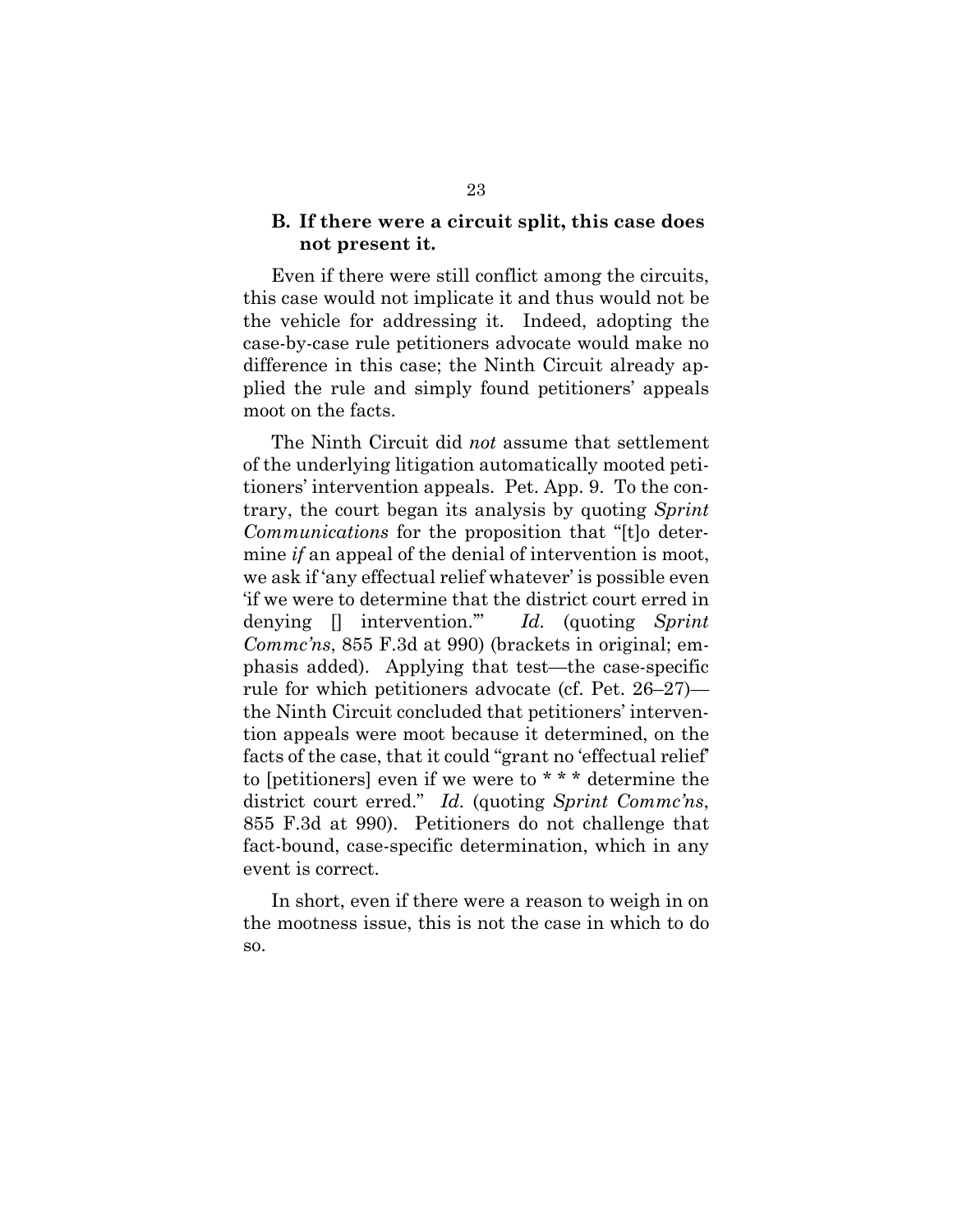### B. If there were a circuit split, this case does not present it.

Even if there were still conflict among the circuits, this case would not implicate it and thus would not be the vehicle for addressing it. Indeed, adopting the case-by-case rule petitioners advocate would make no difference in this case; the Ninth Circuit already applied the rule and simply found petitioners' appeals moot on the facts.

The Ninth Circuit did *not* assume that settlement of the underlying litigation automatically mooted petitioners' intervention appeals. Pet. App. 9. To the contrary, the court began its analysis by quoting *Sprint Communications* for the proposition that "[t]o determine *if* an appeal of the denial of intervention is moot, we ask if 'any effectual relief whatever' is possible even 'if we were to determine that the district court erred in denying [] intervention.'" *Id.* (quoting *Sprint Commc'ns*, 855 F.3d at 990) (brackets in original; emphasis added). Applying that test—the case-specific rule for which petitioners advocate (cf. Pet. 26–27)—the Ninth Circuit concluded that petitioners' intervention appeals were moot because it determined, on the facts of the case, that it could "grant no 'effectual relief' to [petitioners] even if we were to * * * determine the district court erred." *Id.* (quoting *Sprint Commc'ns*, 855 F.3d at 990). Petitioners do not challenge that fact-bound, case-specific determination, which in any event is correct.

In short, even if there were a reason to weigh in on the mootness issue, this is not the case in which to do so.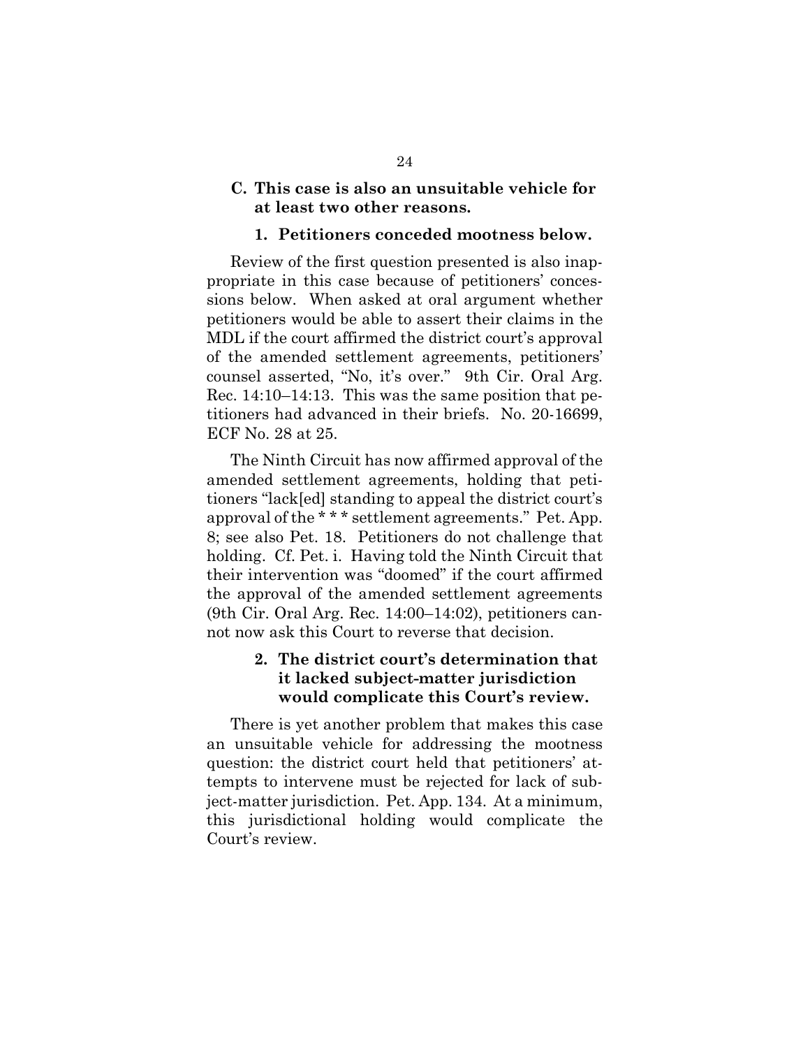### C. This case is also an unsuitable vehicle for at least two other reasons.

#### 1. Petitioners conceded mootness below.

Review of the first question presented is also inappropriate in this case because of petitioners' concessions below. When asked at oral argument whether petitioners would be able to assert their claims in the MDL if the court affirmed the district court's approval of the amended settlement agreements, petitioners' counsel asserted, "No, it's over." 9th Cir. Oral Arg. Rec. 14:10–14:13. This was the same position that petitioners had advanced in their briefs. No. 20-16699, ECF No. 28 at 25.

The Ninth Circuit has now affirmed approval of the amended settlement agreements, holding that petitioners "lack[ed] standing to appeal the district court's approval of the * * * settlement agreements." Pet. App. 8; see also Pet. 18. Petitioners do not challenge that holding. Cf. Pet. i. Having told the Ninth Circuit that their intervention was "doomed" if the court affirmed the approval of the amended settlement agreements (9th Cir. Oral Arg. Rec. 14:00–14:02), petitioners cannot now ask this Court to reverse that decision.

#### 2. The district court's determination that it lacked subject-matter jurisdiction would complicate this Court's review.

There is yet another problem that makes this case an unsuitable vehicle for addressing the mootness question: the district court held that petitioners' attempts to intervene must be rejected for lack of subject-matter jurisdiction. Pet. App. 134. At a minimum, this jurisdictional holding would complicate the Court's review.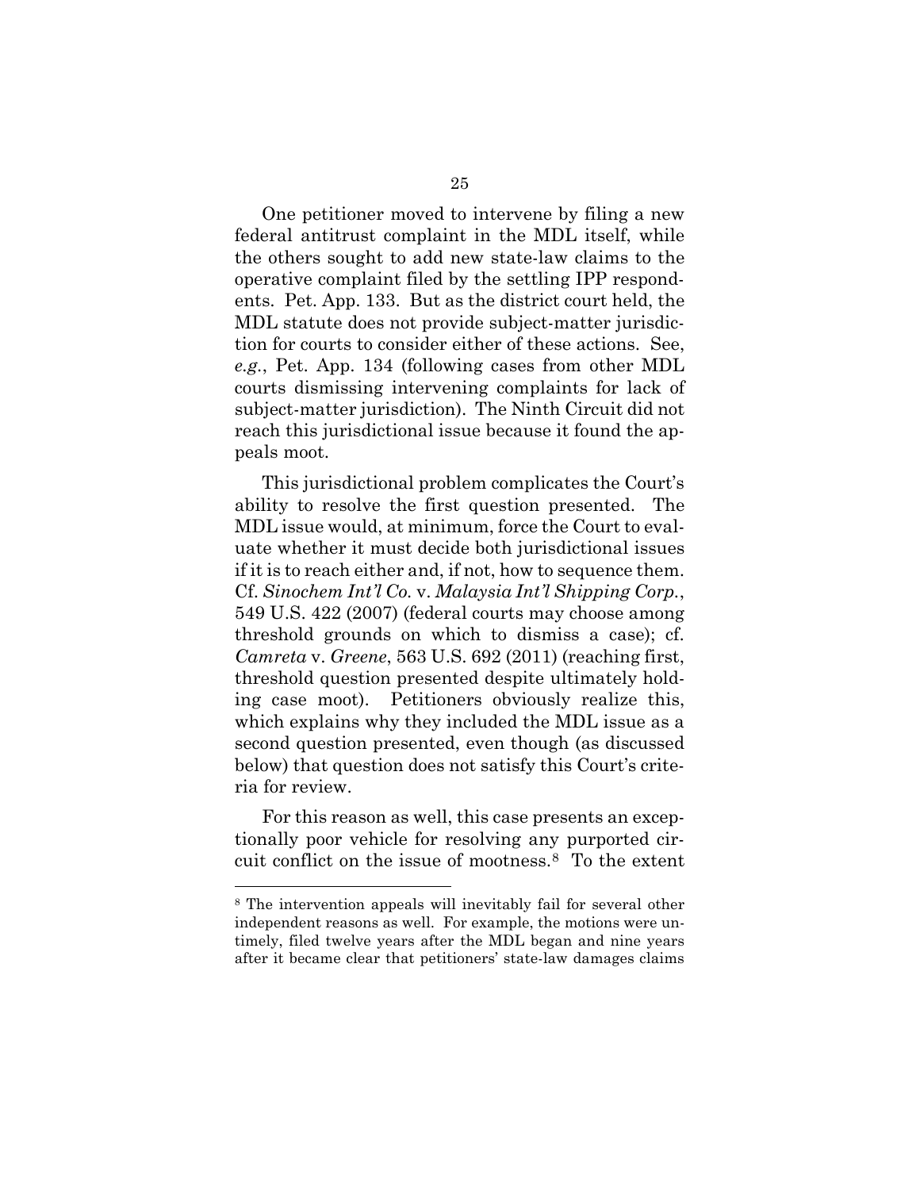One petitioner moved to intervene by filing a new federal antitrust complaint in the MDL itself, while the others sought to add new state-law claims to the operative complaint filed by the settling IPP respondents. Pet. App. 133. But as the district court held, the MDL statute does not provide subject-matter jurisdiction for courts to consider either of these actions. See, *e.g.*, Pet. App. 134 (following cases from other MDL courts dismissing intervening complaints for lack of subject-matter jurisdiction). The Ninth Circuit did not reach this jurisdictional issue because it found the appeals moot.

This jurisdictional problem complicates the Court's ability to resolve the first question presented. The MDL issue would, at minimum, force the Court to evaluate whether it must decide both jurisdictional issues if it is to reach either and, if not, how to sequence them. Cf. *Sinochem Int'l Co.* v. *Malaysia Int'l Shipping Corp.*, 549 U.S. 422 (2007) (federal courts may choose among threshold grounds on which to dismiss a case); cf. *Camreta* v. *Greene*, 563 U.S. 692 (2011) (reaching first, threshold question presented despite ultimately holding case moot). Petitioners obviously realize this, which explains why they included the MDL issue as a second question presented, even though (as discussed below) that question does not satisfy this Court's criteria for review.

For this reason as well, this case presents an exceptionally poor vehicle for resolving any purported circuit conflict on the issue of mootness.[8] To the extent

---

[8] The intervention appeals will inevitably fail for several other independent reasons as well. For example, the motions were untimely, filed twelve years after the MDL began and nine years after it became clear that petitioners' state-law damages claims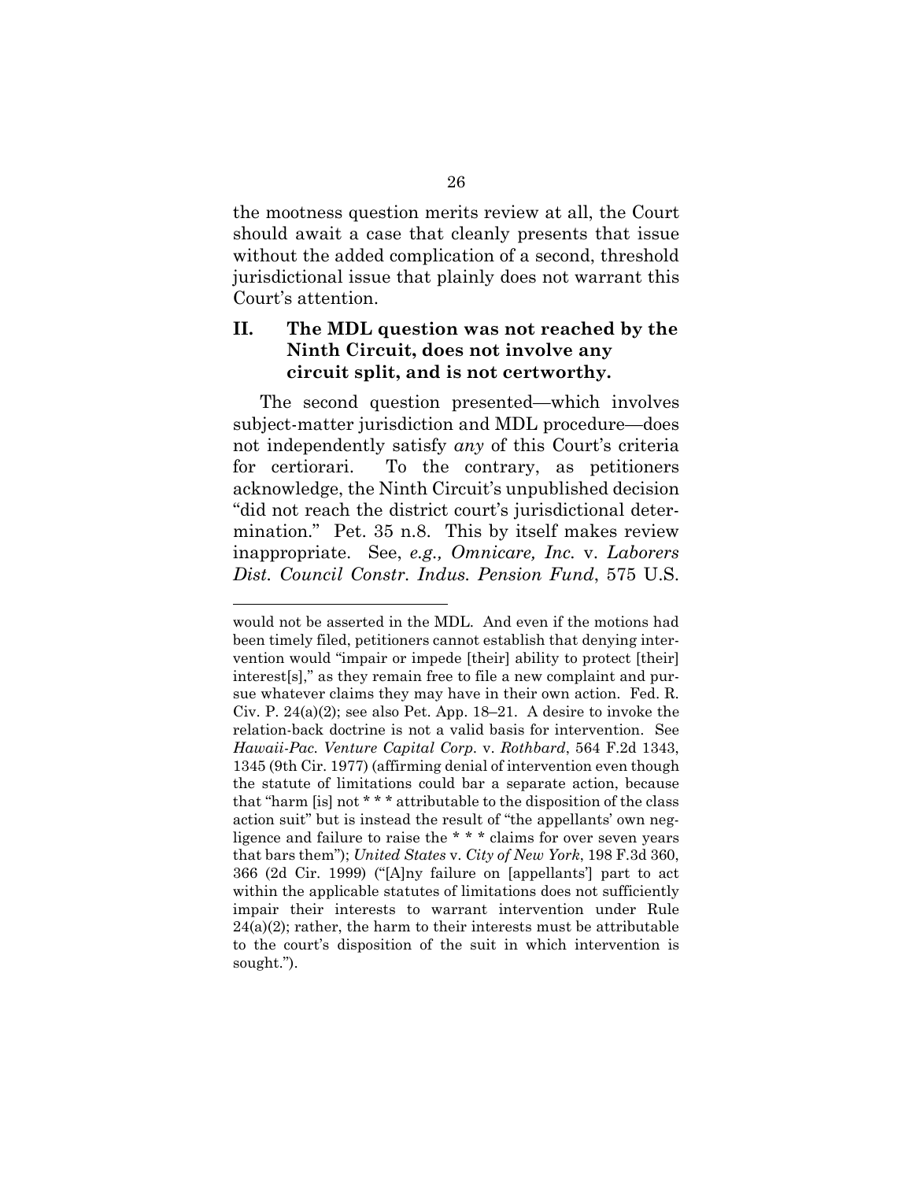the mootness question merits review at all, the Court should await a case that cleanly presents that issue without the added complication of a second, threshold jurisdictional issue that plainly does not warrant this Court's attention.

## II. The MDL question was not reached by the Ninth Circuit, does not involve any circuit split, and is not certworthy.

The second question presented—which involves subject-matter jurisdiction and MDL procedure—does not independently satisfy *any* of this Court's criteria for certiorari. To the contrary, as petitioners acknowledge, the Ninth Circuit's unpublished decision "did not reach the district court's jurisdictional determination." Pet. 35 n.8. This by itself makes review inappropriate. See, *e.g., Omnicare, Inc.* v. *Laborers Dist. Council Constr. Indus. Pension Fund*, 575 U.S.

---

would not be asserted in the MDL. And even if the motions had been timely filed, petitioners cannot establish that denying intervention would "impair or impede [their] ability to protect [their] interest[s]," as they remain free to file a new complaint and pursue whatever claims they may have in their own action. Fed. R. Civ. P. 24(a)(2); see also Pet. App. 18–21. A desire to invoke the relation-back doctrine is not a valid basis for intervention. See *Hawaii-Pac. Venture Capital Corp.* v. *Rothbard*, 564 F.2d 1343, 1345 (9th Cir. 1977) (affirming denial of intervention even though the statute of limitations could bar a separate action, because that "harm [is] not * * * attributable to the disposition of the class action suit" but is instead the result of "the appellants' own negligence and failure to raise the * * * claims for over seven years that bars them"); *United States* v. *City of New York*, 198 F.3d 360, 366 (2d Cir. 1999) ("[A]ny failure on [appellants'] part to act within the applicable statutes of limitations does not sufficiently impair their interests to warrant intervention under Rule 24(a)(2); rather, the harm to their interests must be attributable to the court's disposition of the suit in which intervention is sought.").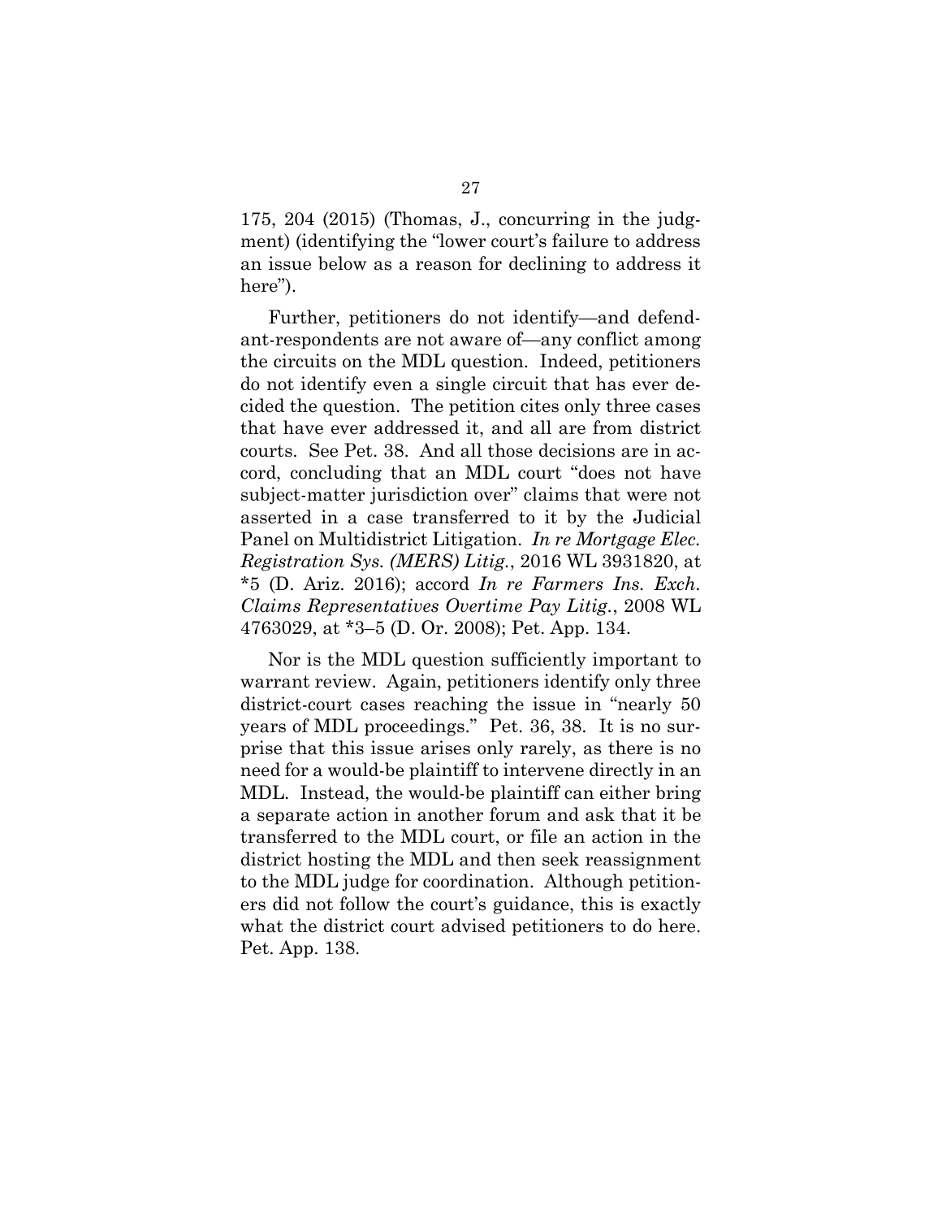175, 204 (2015) (Thomas, J., concurring in the judgment) (identifying the "lower court's failure to address an issue below as a reason for declining to address it here").

Further, petitioners do not identify—and defendant-respondents are not aware of—any conflict among the circuits on the MDL question. Indeed, petitioners do not identify even a single circuit that has ever decided the question. The petition cites only three cases that have ever addressed it, and all are from district courts. See Pet. 38. And all those decisions are in accord, concluding that an MDL court "does not have subject-matter jurisdiction over" claims that were not asserted in a case transferred to it by the Judicial Panel on Multidistrict Litigation. *In re Mortgage Elec. Registration Sys. (MERS) Litig.*, 2016 WL 3931820, at *5 (D. Ariz. 2016); accord *In re Farmers Ins. Exch. Claims Representatives Overtime Pay Litig.*, 2008 WL 4763029, at *3–5 (D. Or. 2008); Pet. App. 134.

Nor is the MDL question sufficiently important to warrant review. Again, petitioners identify only three district-court cases reaching the issue in "nearly 50 years of MDL proceedings." Pet. 36, 38. It is no surprise that this issue arises only rarely, as there is no need for a would-be plaintiff to intervene directly in an MDL. Instead, the would-be plaintiff can either bring a separate action in another forum and ask that it be transferred to the MDL court, or file an action in the district hosting the MDL and then seek reassignment to the MDL judge for coordination. Although petitioners did not follow the court's guidance, this is exactly what the district court advised petitioners to do here. Pet. App. 138.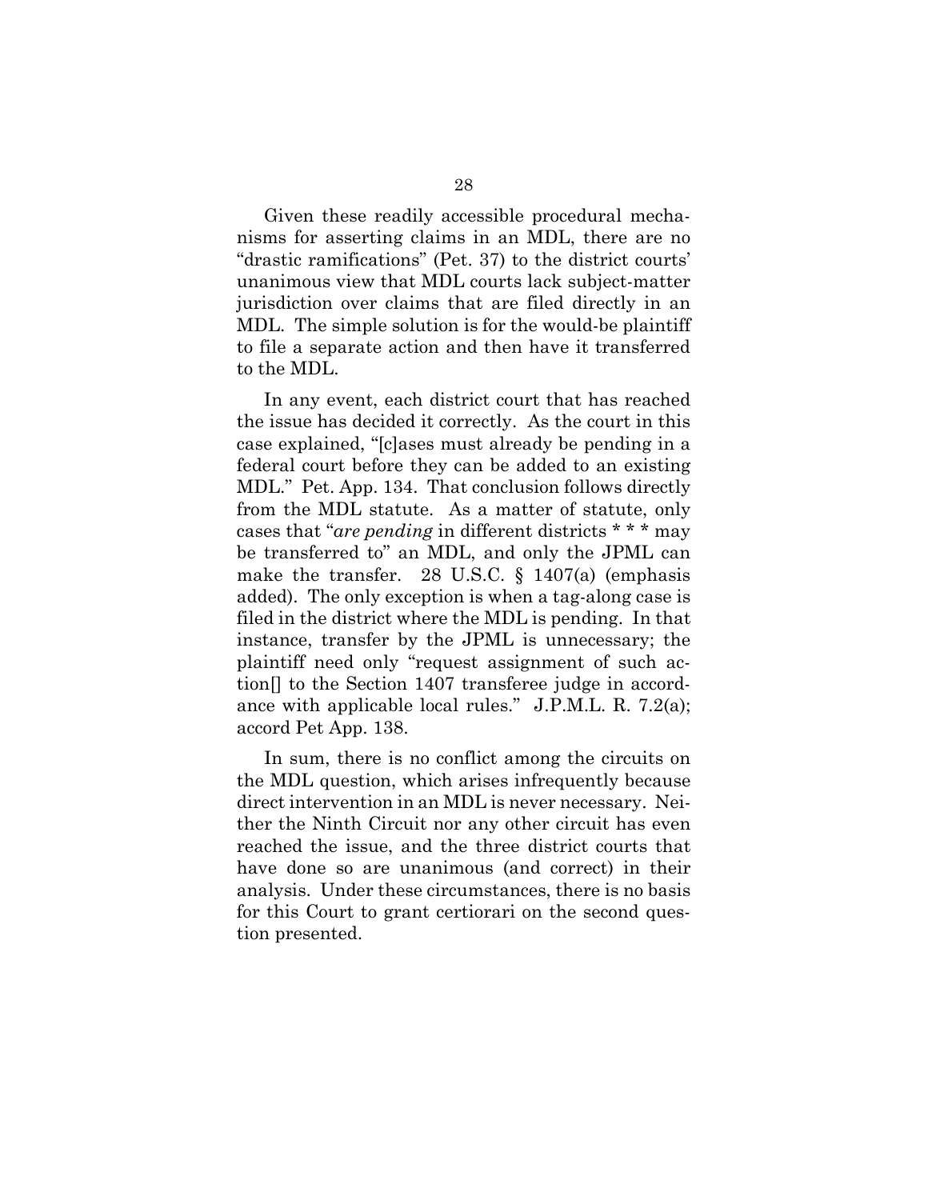Given these readily accessible procedural mechanisms for asserting claims in an MDL, there are no "drastic ramifications" (Pet. 37) to the district courts' unanimous view that MDL courts lack subject-matter jurisdiction over claims that are filed directly in an MDL. The simple solution is for the would-be plaintiff to file a separate action and then have it transferred to the MDL.

In any event, each district court that has reached the issue has decided it correctly. As the court in this case explained, "[c]ases must already be pending in a federal court before they can be added to an existing MDL." Pet. App. 134. That conclusion follows directly from the MDL statute. As a matter of statute, only cases that "*are pending* in different districts * * * may be transferred to" an MDL, and only the JPML can make the transfer. 28 U.S.C. § 1407(a) (emphasis added). The only exception is when a tag-along case is filed in the district where the MDL is pending. In that instance, transfer by the JPML is unnecessary; the plaintiff need only "request assignment of such action[] to the Section 1407 transferee judge in accordance with applicable local rules." J.P.M.L. R. 7.2(a); accord Pet App. 138.

In sum, there is no conflict among the circuits on the MDL question, which arises infrequently because direct intervention in an MDL is never necessary. Neither the Ninth Circuit nor any other circuit has even reached the issue, and the three district courts that have done so are unanimous (and correct) in their analysis. Under these circumstances, there is no basis for this Court to grant certiorari on the second question presented.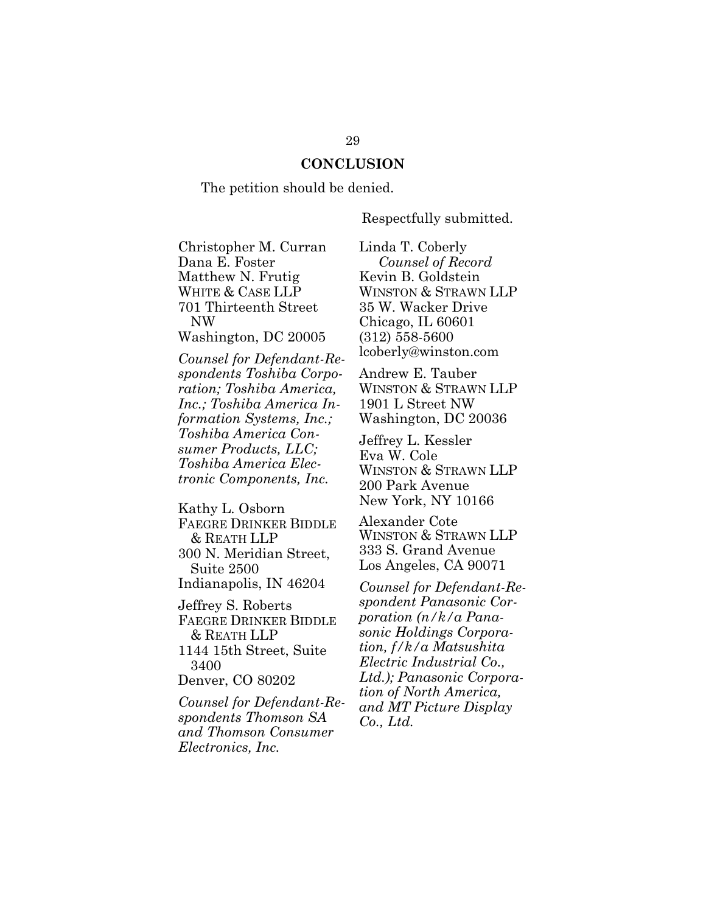## CONCLUSION

The petition should be denied.

Respectfully submitted.

Linda T. Coberly
*Counsel of Record*
Kevin B. Goldstein
WINSTON & STRAWN LLP
35 W. Wacker Drive
Chicago, IL 60601
(312) 558-5600
lcoberly@winston.com

Andrew E. Tauber
WINSTON & STRAWN LLP
1901 L Street NW
Washington, DC 20036

Jeffrey L. Kessler
Eva W. Cole
WINSTON & STRAWN LLP
200 Park Avenue
New York, NY 10166

Alexander Cote
WINSTON & STRAWN LLP
333 S. Grand Avenue
Los Angeles, CA 90071

*Counsel for Defendant-Respondent Panasonic Corporation (n/k/a Panasonic Holdings Corporation, f/k/a Matsushita Electric Industrial Co., Ltd.); Panasonic Corporation of North America, and MT Picture Display Co., Ltd.*

Christopher M. Curran
Dana E. Foster
Matthew N. Frutig
WHITE & CASE LLP
701 Thirteenth Street NW
Washington, DC 20005

*Counsel for Defendant-Respondents Toshiba Corporation; Toshiba America, Inc.; Toshiba America Information Systems, Inc.; Toshiba America Consumer Products, LLC; Toshiba America Electronic Components, Inc.*

Kathy L. Osborn
FAEGRE DRINKER BIDDLE & REATH LLP
300 N. Meridian Street, Suite 2500
Indianapolis, IN 46204

Jeffrey S. Roberts
FAEGRE DRINKER BIDDLE & REATH LLP
1144 15th Street, Suite 3400
Denver, CO 80202

*Counsel for Defendant-Respondents Thomson SA and Thomson Consumer Electronics, Inc.*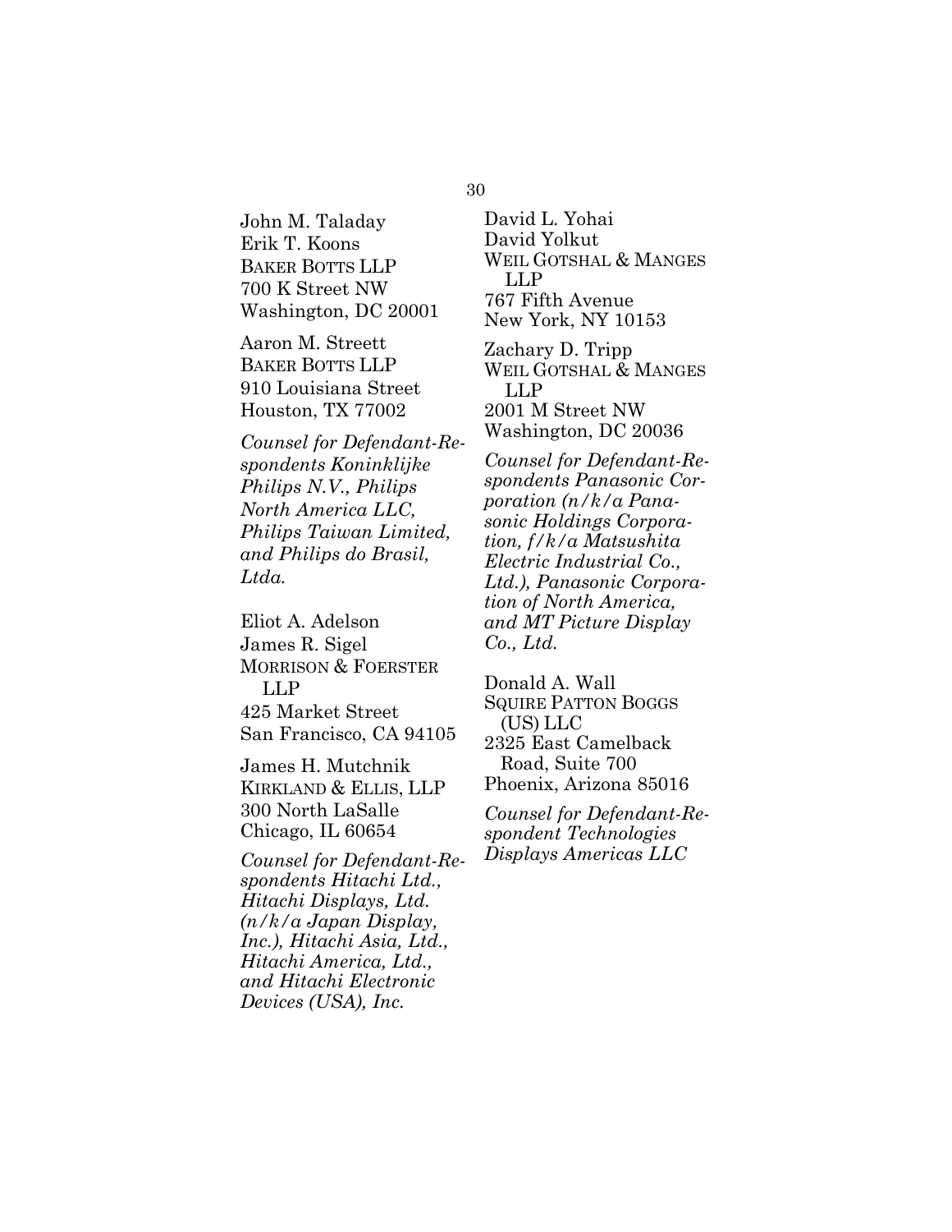John M. Taladay
Erik T. Koons
BAKER BOTTS LLP
700 K Street NW
Washington, DC 20001

Aaron M. Streett
BAKER BOTTS LLP
910 Louisiana Street
Houston, TX 77002

*Counsel for Defendant-Respondents Koninklijke Philips N.V., Philips North America LLC, Philips Taiwan Limited, and Philips do Brasil, Ltda.*

Eliot A. Adelson
James R. Sigel
MORRISON & FOERSTER LLP
425 Market Street
San Francisco, CA 94105

James H. Mutchnik
KIRKLAND & ELLIS, LLP
300 North LaSalle
Chicago, IL 60654

*Counsel for Defendant-Respondents Hitachi Ltd., Hitachi Displays, Ltd. (n/k/a Japan Display, Inc.), Hitachi Asia, Ltd., Hitachi America, Ltd., and Hitachi Electronic Devices (USA), Inc.*

David L. Yohai
David Yolkut
WEIL GOTSHAL & MANGES LLP
767 Fifth Avenue
New York, NY 10153

Zachary D. Tripp
WEIL GOTSHAL & MANGES LLP
2001 M Street NW
Washington, DC 20036

*Counsel for Defendant-Respondents Panasonic Corporation (n/k/a Panasonic Holdings Corporation, f/k/a Matsushita Electric Industrial Co., Ltd.), Panasonic Corporation of North America, and MT Picture Display Co., Ltd.*

Donald A. Wall
SQUIRE PATTON BOGGS (US) LLC
2325 East Camelback Road, Suite 700
Phoenix, Arizona 85016

*Counsel for Defendant-Respondent Technologies Displays Americas LLC*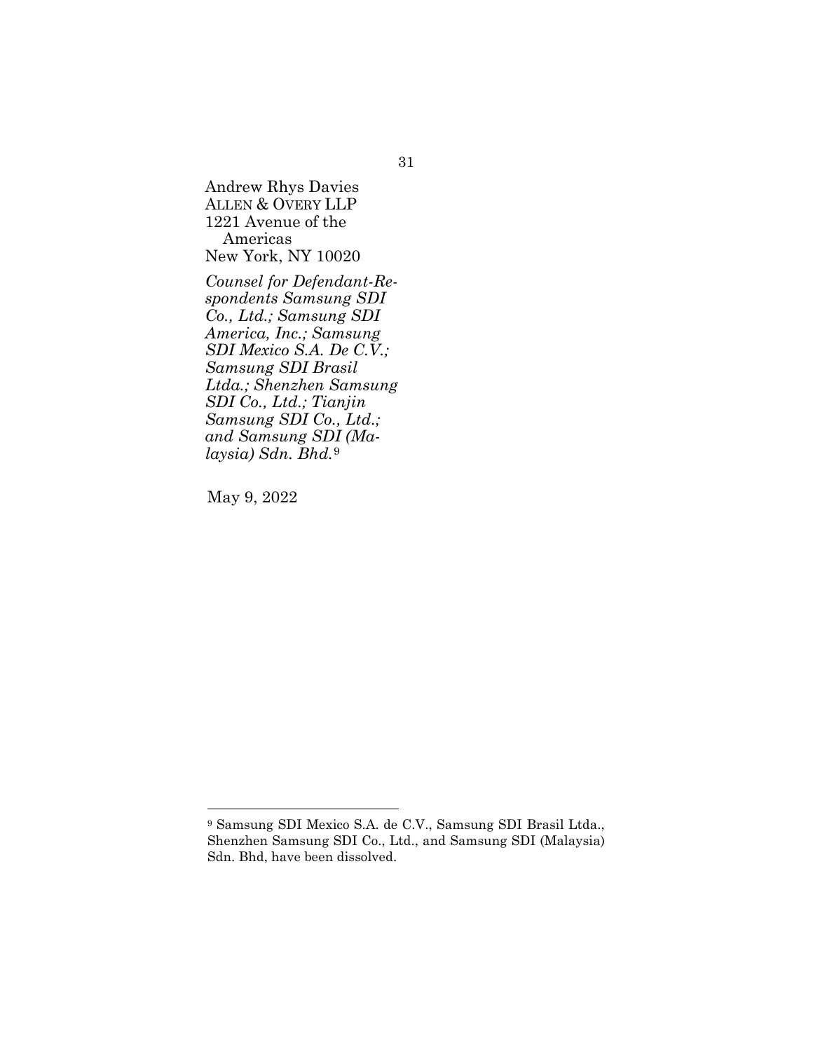Andrew Rhys Davies
ALLEN & OVERY LLP
1221 Avenue of the
Americas
New York, NY 10020

*Counsel for Defendant-Respondents Samsung SDI Co., Ltd.; Samsung SDI America, Inc.; Samsung SDI Mexico S.A. De C.V.; Samsung SDI Brasil Ltda.; Shenzhen Samsung SDI Co., Ltd.; Tianjin Samsung SDI Co., Ltd.; and Samsung SDI (Malaysia) Sdn. Bhd.*[9]

May 9, 2022

---

[9] Samsung SDI Mexico S.A. de C.V., Samsung SDI Brasil Ltda., Shenzhen Samsung SDI Co., Ltd., and Samsung SDI (Malaysia) Sdn. Bhd, have been dissolved.